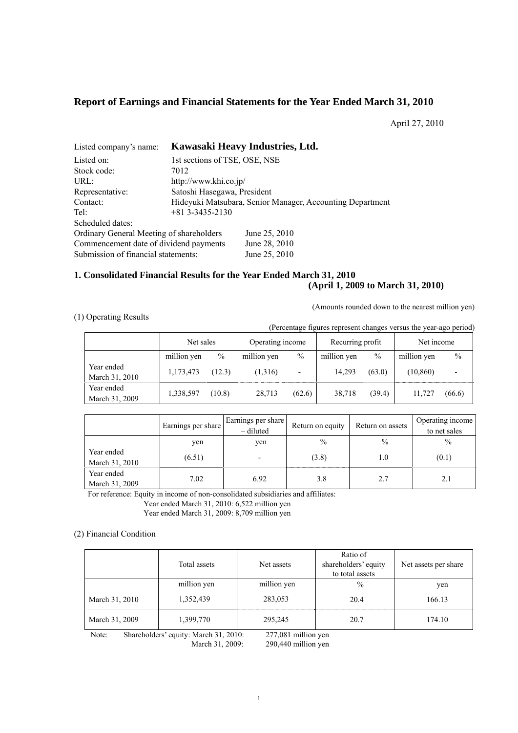# Report of Earnings and Financial Statements for the Year Ended March 31, 2010

April 27, 2010

Listed company's name: **Kawasaki Heavy Industries, Ltd.**

Listed on: 1st sections of TSE, OSE, NSE
Stock code: 7012
URL: http://www.khi.co.jp/
Representative: Satoshi Hasegawa, President
Contact: Hideyuki Matsubara, Senior Manager, Accounting Department
Tel: +81 3-3435-2130
Scheduled dates:
Ordinary General Meeting of shareholders June 25, 2010
Commencement date of dividend payments June 28, 2010
Submission of financial statements: June 25, 2010

## 1. Consolidated Financial Results for the Year Ended March 31, 2010 (April 1, 2009 to March 31, 2010)

(Amounts rounded down to the nearest million yen)

(1) Operating Results

(Percentage figures represent changes versus the year-ago period)

| | Net sales | | Operating income | | Recurring profit | | Net income | |
|---|---|---|---|---|---|---|---|---|
| | million yen | % | million yen | % | million yen | % | million yen | % |
| Year ended March 31, 2010 | 1,173,473 | (12.3) | (1,316) | - | 14,293 | (63.0) | (10,860) | - |
| Year ended March 31, 2009 | 1,338,597 | (10.8) | 28,713 | (62.6) | 38,718 | (39.4) | 11,727 | (66.6) |

| | Earnings per share | Earnings per share – diluted | Return on equity | Return on assets | Operating income to net sales |
|---|---|---|---|---|---|
| | yen | yen | % | % | % |
| Year ended March 31, 2010 | (6.51) | - | (3.8) | 1.0 | (0.1) |
| Year ended March 31, 2009 | 7.02 | 6.92 | 3.8 | 2.7 | 2.1 |

For reference: Equity in income of non-consolidated subsidiaries and affiliates:
Year ended March 31, 2010: 6,522 million yen
Year ended March 31, 2009: 8,709 million yen

(2) Financial Condition

| | Total assets | Net assets | Ratio of shareholders' equity to total assets | Net assets per share |
|---|---|---|---|---|
| | million yen | million yen | % | yen |
| March 31, 2010 | 1,352,439 | 283,053 | 20.4 | 166.13 |
| March 31, 2009 | 1,399,770 | 295,245 | 20.7 | 174.10 |

Note: Shareholders' equity: March 31, 2010: 277,081 million yen
March 31, 2009: 290,440 million yen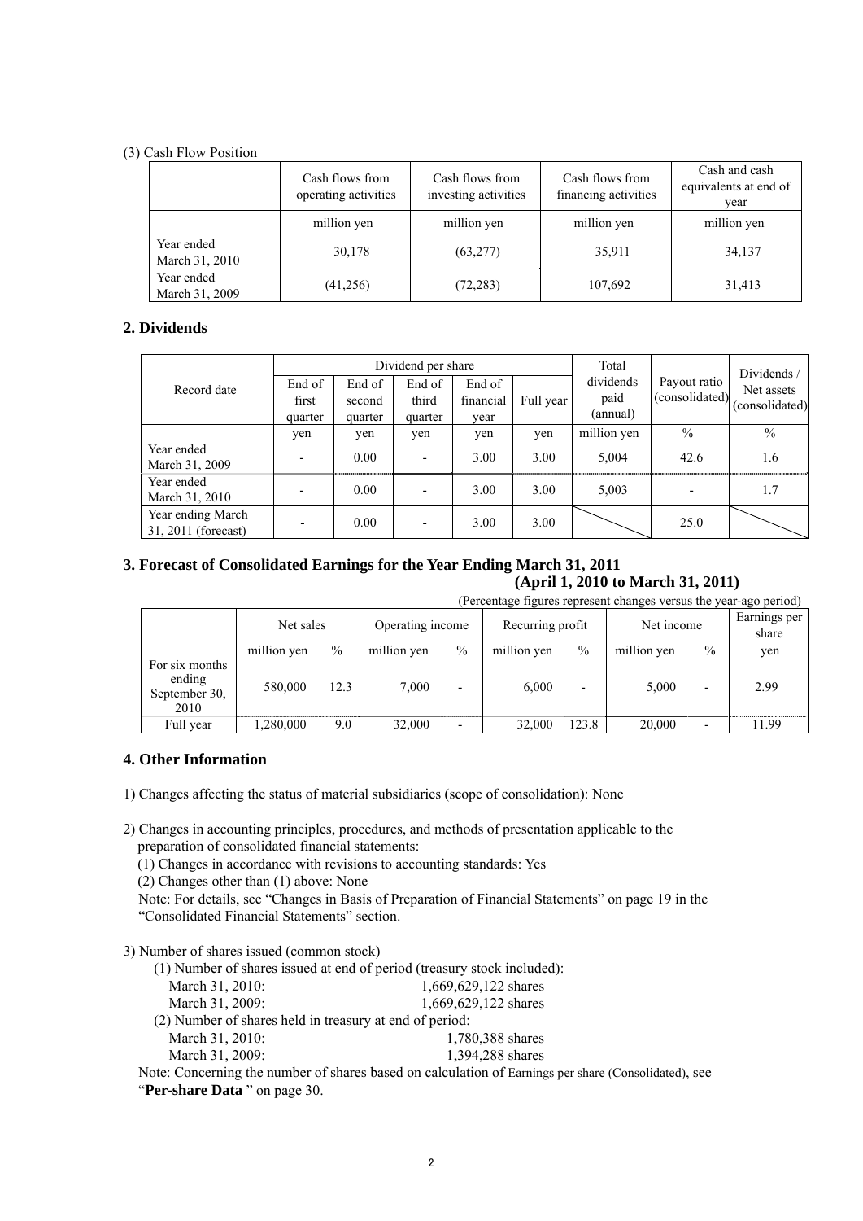(3) Cash Flow Position

| | Cash flows from operating activities | Cash flows from investing activities | Cash flows from financing activities | Cash and cash equivalents at end of year |
|---|---|---|---|---|
| | million yen | million yen | million yen | million yen |
| Year ended March 31, 2010 | 30,178 | (63,277) | 35,911 | 34,137 |
| Year ended March 31, 2009 | (41,256) | (72,283) | 107,692 | 31,413 |

## 2. Dividends

| Record date | Dividend per share | | | | | Total dividends paid (annual) | Payout ratio (consolidated) | Dividends / Net assets (consolidated) |
|---|---|---|---|---|---|---|---|---|
| | End of first quarter | End of second quarter | End of third quarter | End of financial year | Full year | | | |
| | yen | yen | yen | yen | yen | million yen | % | % |
| Year ended March 31, 2009 | - | 0.00 | - | 3.00 | 3.00 | 5,004 | 42.6 | 1.6 |
| Year ended March 31, 2010 | - | 0.00 | - | 3.00 | 3.00 | 5,003 | - | 1.7 |
| Year ending March 31, 2011 (forecast) | - | 0.00 | - | 3.00 | 3.00 | | 25.0 | |

## 3. Forecast of Consolidated Earnings for the Year Ending March 31, 2011 (April 1, 2010 to March 31, 2011)

(Percentage figures represent changes versus the year-ago period)

| | Net sales | | Operating income | | Recurring profit | | Net income | | Earnings per share |
|---|---|---|---|---|---|---|---|---|---|
| | million yen | % | million yen | % | million yen | % | million yen | % | yen |
| For six months ending September 30, 2010 | 580,000 | 12.3 | 7,000 | - | 6,000 | - | 5,000 | - | 2.99 |
| Full year | 1,280,000 | 9.0 | 32,000 | - | 32,000 | 123.8 | 20,000 | - | 11.99 |

## 4. Other Information

1) Changes affecting the status of material subsidiaries (scope of consolidation): None

2) Changes in accounting principles, procedures, and methods of presentation applicable to the preparation of consolidated financial statements:
 (1) Changes in accordance with revisions to accounting standards: Yes
 (2) Changes other than (1) above: None
 Note: For details, see "Changes in Basis of Preparation of Financial Statements" on page 19 in the "Consolidated Financial Statements" section.

3) Number of shares issued (common stock)
 (1) Number of shares issued at end of period (treasury stock included):
 March 31, 2010: 1,669,629,122 shares
 March 31, 2009: 1,669,629,122 shares
 (2) Number of shares held in treasury at end of period:
 March 31, 2010: 1,780,388 shares
 March 31, 2009: 1,394,288 shares
 Note: Concerning the number of shares based on calculation of Earnings per share (Consolidated), see "**Per-share Data** " on page 30.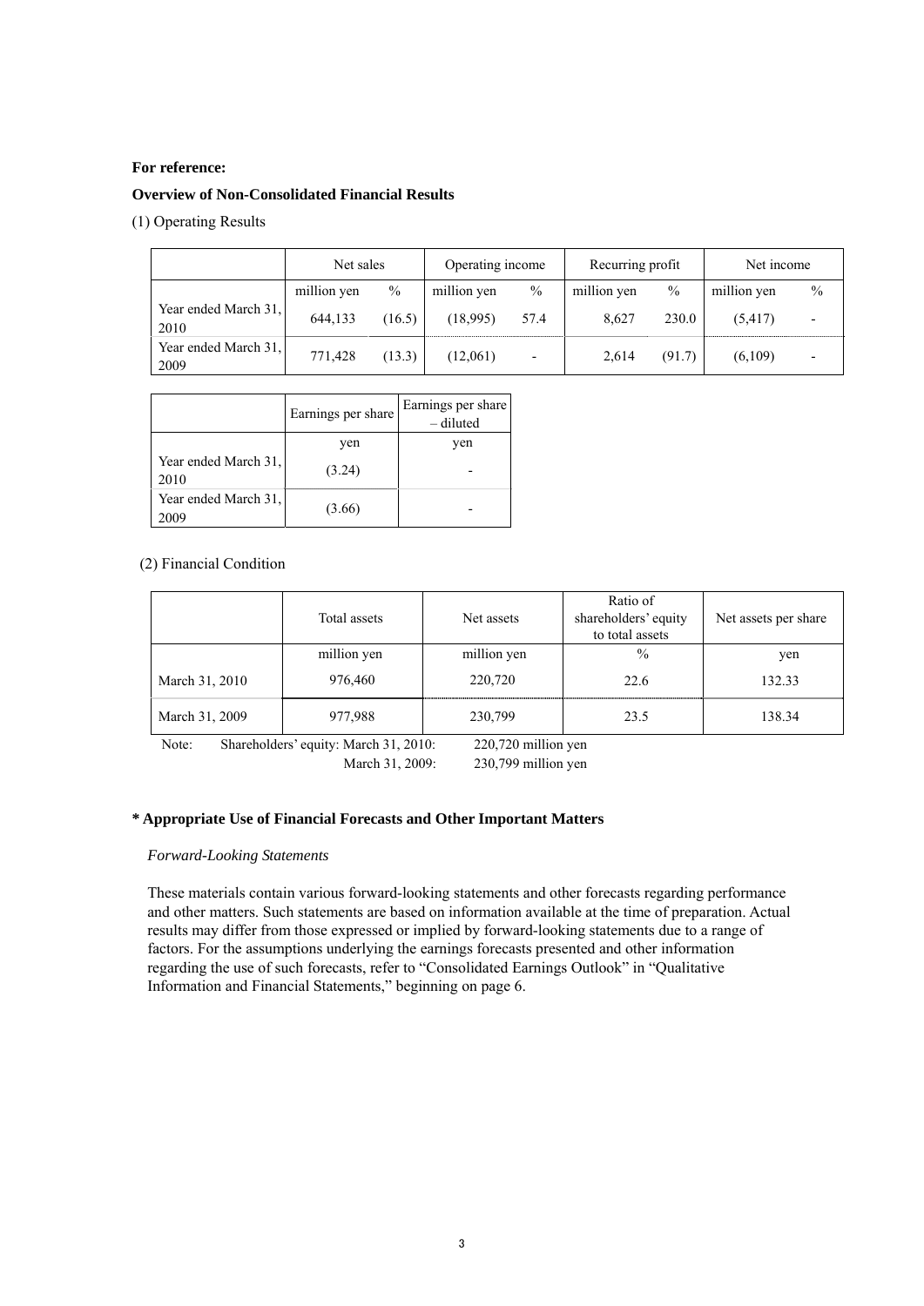**For reference:**

**Overview of Non-Consolidated Financial Results**

(1) Operating Results

| | Net sales | | Operating income | | Recurring profit | | Net income | |
|---|---|---|---|---|---|---|---|---|
| | million yen | % | million yen | % | million yen | % | million yen | % |
| Year ended March 31, 2010 | 644,133 | (16.5) | (18,995) | 57.4 | 8,627 | 230.0 | (5,417) | - |
| Year ended March 31, 2009 | 771,428 | (13.3) | (12,061) | - | 2,614 | (91.7) | (6,109) | - |

| | Earnings per share | Earnings per share – diluted |
|---|---|---|
| | yen | yen |
| Year ended March 31, 2010 | (3.24) | - |
| Year ended March 31, 2009 | (3.66) | - |

(2) Financial Condition

| | Total assets | Net assets | Ratio of shareholders' equity to total assets | Net assets per share |
|---|---|---|---|---|
| | million yen | million yen | % | yen |
| March 31, 2010 | 976,460 | 220,720 | 22.6 | 132.33 |
| March 31, 2009 | 977,988 | 230,799 | 23.5 | 138.34 |

Note: Shareholders' equity: March 31, 2010: 220,720 million yen
March 31, 2009: 230,799 million yen

**\* Appropriate Use of Financial Forecasts and Other Important Matters**

*Forward-Looking Statements*

These materials contain various forward-looking statements and other forecasts regarding performance and other matters. Such statements are based on information available at the time of preparation. Actual results may differ from those expressed or implied by forward-looking statements due to a range of factors. For the assumptions underlying the earnings forecasts presented and other information regarding the use of such forecasts, refer to "Consolidated Earnings Outlook" in "Qualitative Information and Financial Statements," beginning on page 6.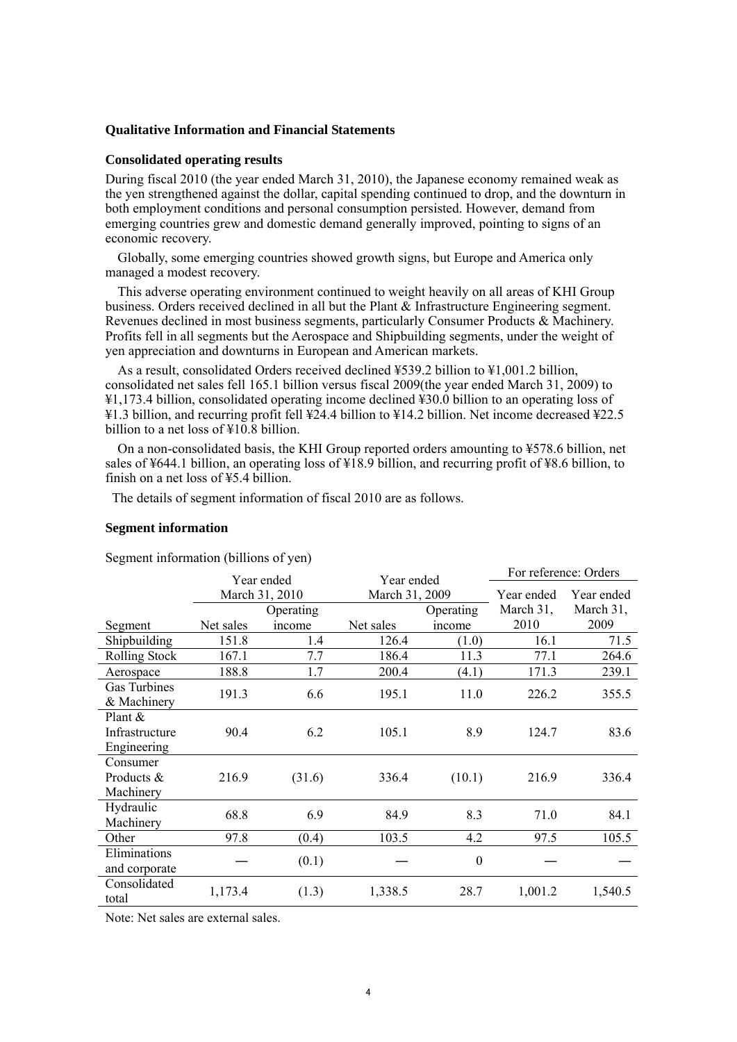**Qualitative Information and Financial Statements**

**Consolidated operating results**

During fiscal 2010 (the year ended March 31, 2010), the Japanese economy remained weak as the yen strengthened against the dollar, capital spending continued to drop, and the downturn in both employment conditions and personal consumption persisted. However, demand from emerging countries grew and domestic demand generally improved, pointing to signs of an economic recovery.

Globally, some emerging countries showed growth signs, but Europe and America only managed a modest recovery.

This adverse operating environment continued to weight heavily on all areas of KHI Group business. Orders received declined in all but the Plant & Infrastructure Engineering segment. Revenues declined in most business segments, particularly Consumer Products & Machinery. Profits fell in all segments but the Aerospace and Shipbuilding segments, under the weight of yen appreciation and downturns in European and American markets.

As a result, consolidated Orders received declined ¥539.2 billion to ¥1,001.2 billion, consolidated net sales fell 165.1 billion versus fiscal 2009(the year ended March 31, 2009) to ¥1,173.4 billion, consolidated operating income declined ¥30.0 billion to an operating loss of ¥1.3 billion, and recurring profit fell ¥24.4 billion to ¥14.2 billion. Net income decreased ¥22.5 billion to a net loss of ¥10.8 billion.

On a non-consolidated basis, the KHI Group reported orders amounting to ¥578.6 billion, net sales of ¥644.1 billion, an operating loss of ¥18.9 billion, and recurring profit of ¥8.6 billion, to finish on a net loss of ¥5.4 billion.

The details of segment information of fiscal 2010 are as follows.

**Segment information**

Segment information (billions of yen)

| Segment | Year ended March 31, 2010 | | Year ended March 31, 2009 | | For reference: Orders | |
|---|---|---|---|---|---|---|
| | Net sales | Operating income | Net sales | Operating income | Year ended March 31, 2010 | Year ended March 31, 2009 |
| Shipbuilding | 151.8 | 1.4 | 126.4 | (1.0) | 16.1 | 71.5 |
| Rolling Stock | 167.1 | 7.7 | 186.4 | 11.3 | 77.1 | 264.6 |
| Aerospace | 188.8 | 1.7 | 200.4 | (4.1) | 171.3 | 239.1 |
| Gas Turbines & Machinery | 191.3 | 6.6 | 195.1 | 11.0 | 226.2 | 355.5 |
| Plant & Infrastructure Engineering | 90.4 | 6.2 | 105.1 | 8.9 | 124.7 | 83.6 |
| Consumer Products & Machinery | 216.9 | (31.6) | 336.4 | (10.1) | 216.9 | 336.4 |
| Hydraulic Machinery | 68.8 | 6.9 | 84.9 | 8.3 | 71.0 | 84.1 |
| Other | 97.8 | (0.4) | 103.5 | 4.2 | 97.5 | 105.5 |
| Eliminations and corporate | — | (0.1) | — | 0 | — | — |
| Consolidated total | 1,173.4 | (1.3) | 1,338.5 | 28.7 | 1,001.2 | 1,540.5 |

Note: Net sales are external sales.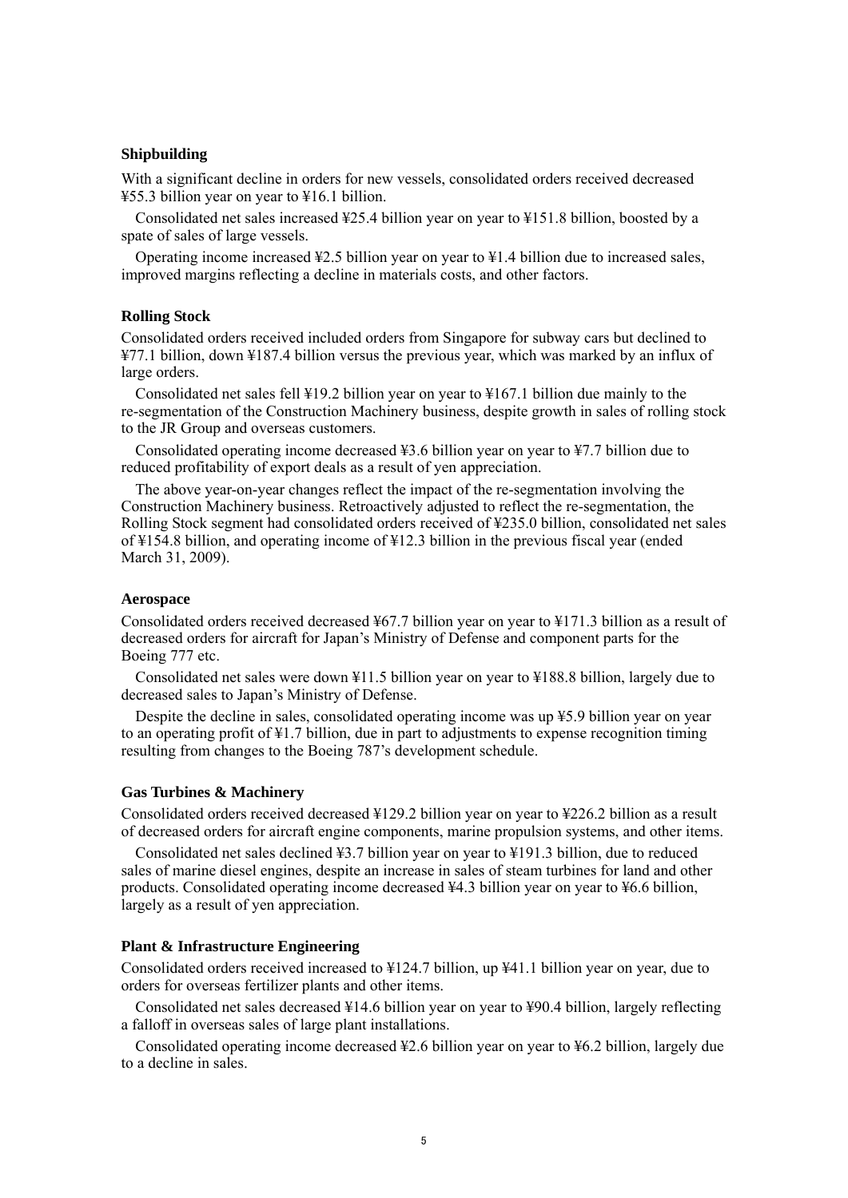### Shipbuilding

With a significant decline in orders for new vessels, consolidated orders received decreased ¥55.3 billion year on year to ¥16.1 billion.

Consolidated net sales increased ¥25.4 billion year on year to ¥151.8 billion, boosted by a spate of sales of large vessels.

Operating income increased ¥2.5 billion year on year to ¥1.4 billion due to increased sales, improved margins reflecting a decline in materials costs, and other factors.

### Rolling Stock

Consolidated orders received included orders from Singapore for subway cars but declined to ¥77.1 billion, down ¥187.4 billion versus the previous year, which was marked by an influx of large orders.

Consolidated net sales fell ¥19.2 billion year on year to ¥167.1 billion due mainly to the re-segmentation of the Construction Machinery business, despite growth in sales of rolling stock to the JR Group and overseas customers.

Consolidated operating income decreased ¥3.6 billion year on year to ¥7.7 billion due to reduced profitability of export deals as a result of yen appreciation.

The above year-on-year changes reflect the impact of the re-segmentation involving the Construction Machinery business. Retroactively adjusted to reflect the re-segmentation, the Rolling Stock segment had consolidated orders received of ¥235.0 billion, consolidated net sales of ¥154.8 billion, and operating income of ¥12.3 billion in the previous fiscal year (ended March 31, 2009).

### Aerospace

Consolidated orders received decreased ¥67.7 billion year on year to ¥171.3 billion as a result of decreased orders for aircraft for Japan's Ministry of Defense and component parts for the Boeing 777 etc.

Consolidated net sales were down ¥11.5 billion year on year to ¥188.8 billion, largely due to decreased sales to Japan's Ministry of Defense.

Despite the decline in sales, consolidated operating income was up ¥5.9 billion year on year to an operating profit of ¥1.7 billion, due in part to adjustments to expense recognition timing resulting from changes to the Boeing 787's development schedule.

### Gas Turbines & Machinery

Consolidated orders received decreased ¥129.2 billion year on year to ¥226.2 billion as a result of decreased orders for aircraft engine components, marine propulsion systems, and other items.

Consolidated net sales declined ¥3.7 billion year on year to ¥191.3 billion, due to reduced sales of marine diesel engines, despite an increase in sales of steam turbines for land and other products. Consolidated operating income decreased ¥4.3 billion year on year to ¥6.6 billion, largely as a result of yen appreciation.

### Plant & Infrastructure Engineering

Consolidated orders received increased to ¥124.7 billion, up ¥41.1 billion year on year, due to orders for overseas fertilizer plants and other items.

Consolidated net sales decreased ¥14.6 billion year on year to ¥90.4 billion, largely reflecting a falloff in overseas sales of large plant installations.

Consolidated operating income decreased ¥2.6 billion year on year to ¥6.2 billion, largely due to a decline in sales.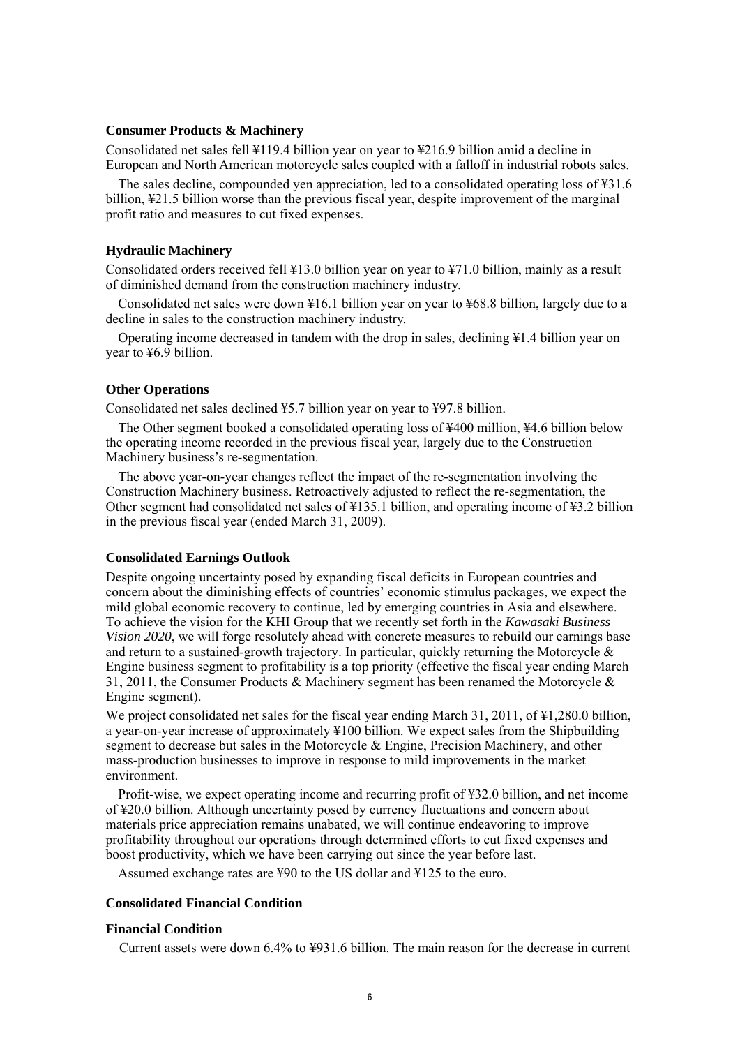### Consumer Products & Machinery

Consolidated net sales fell ¥119.4 billion year on year to ¥216.9 billion amid a decline in European and North American motorcycle sales coupled with a falloff in industrial robots sales.

The sales decline, compounded yen appreciation, led to a consolidated operating loss of ¥31.6 billion, ¥21.5 billion worse than the previous fiscal year, despite improvement of the marginal profit ratio and measures to cut fixed expenses.

### Hydraulic Machinery

Consolidated orders received fell ¥13.0 billion year on year to ¥71.0 billion, mainly as a result of diminished demand from the construction machinery industry.

Consolidated net sales were down ¥16.1 billion year on year to ¥68.8 billion, largely due to a decline in sales to the construction machinery industry.

Operating income decreased in tandem with the drop in sales, declining ¥1.4 billion year on year to ¥6.9 billion.

### Other Operations

Consolidated net sales declined ¥5.7 billion year on year to ¥97.8 billion.

The Other segment booked a consolidated operating loss of ¥400 million, ¥4.6 billion below the operating income recorded in the previous fiscal year, largely due to the Construction Machinery business's re-segmentation.

The above year-on-year changes reflect the impact of the re-segmentation involving the Construction Machinery business. Retroactively adjusted to reflect the re-segmentation, the Other segment had consolidated net sales of ¥135.1 billion, and operating income of ¥3.2 billion in the previous fiscal year (ended March 31, 2009).

### Consolidated Earnings Outlook

Despite ongoing uncertainty posed by expanding fiscal deficits in European countries and concern about the diminishing effects of countries' economic stimulus packages, we expect the mild global economic recovery to continue, led by emerging countries in Asia and elsewhere. To achieve the vision for the KHI Group that we recently set forth in the *Kawasaki Business Vision 2020*, we will forge resolutely ahead with concrete measures to rebuild our earnings base and return to a sustained-growth trajectory. In particular, quickly returning the Motorcycle & Engine business segment to profitability is a top priority (effective the fiscal year ending March 31, 2011, the Consumer Products & Machinery segment has been renamed the Motorcycle & Engine segment).

We project consolidated net sales for the fiscal year ending March 31, 2011, of ¥1,280.0 billion, a year-on-year increase of approximately ¥100 billion. We expect sales from the Shipbuilding segment to decrease but sales in the Motorcycle & Engine, Precision Machinery, and other mass-production businesses to improve in response to mild improvements in the market environment.

Profit-wise, we expect operating income and recurring profit of ¥32.0 billion, and net income of ¥20.0 billion. Although uncertainty posed by currency fluctuations and concern about materials price appreciation remains unabated, we will continue endeavoring to improve profitability throughout our operations through determined efforts to cut fixed expenses and boost productivity, which we have been carrying out since the year before last.

Assumed exchange rates are ¥90 to the US dollar and ¥125 to the euro.

### Consolidated Financial Condition

#### Financial Condition

Current assets were down 6.4% to ¥931.6 billion. The main reason for the decrease in current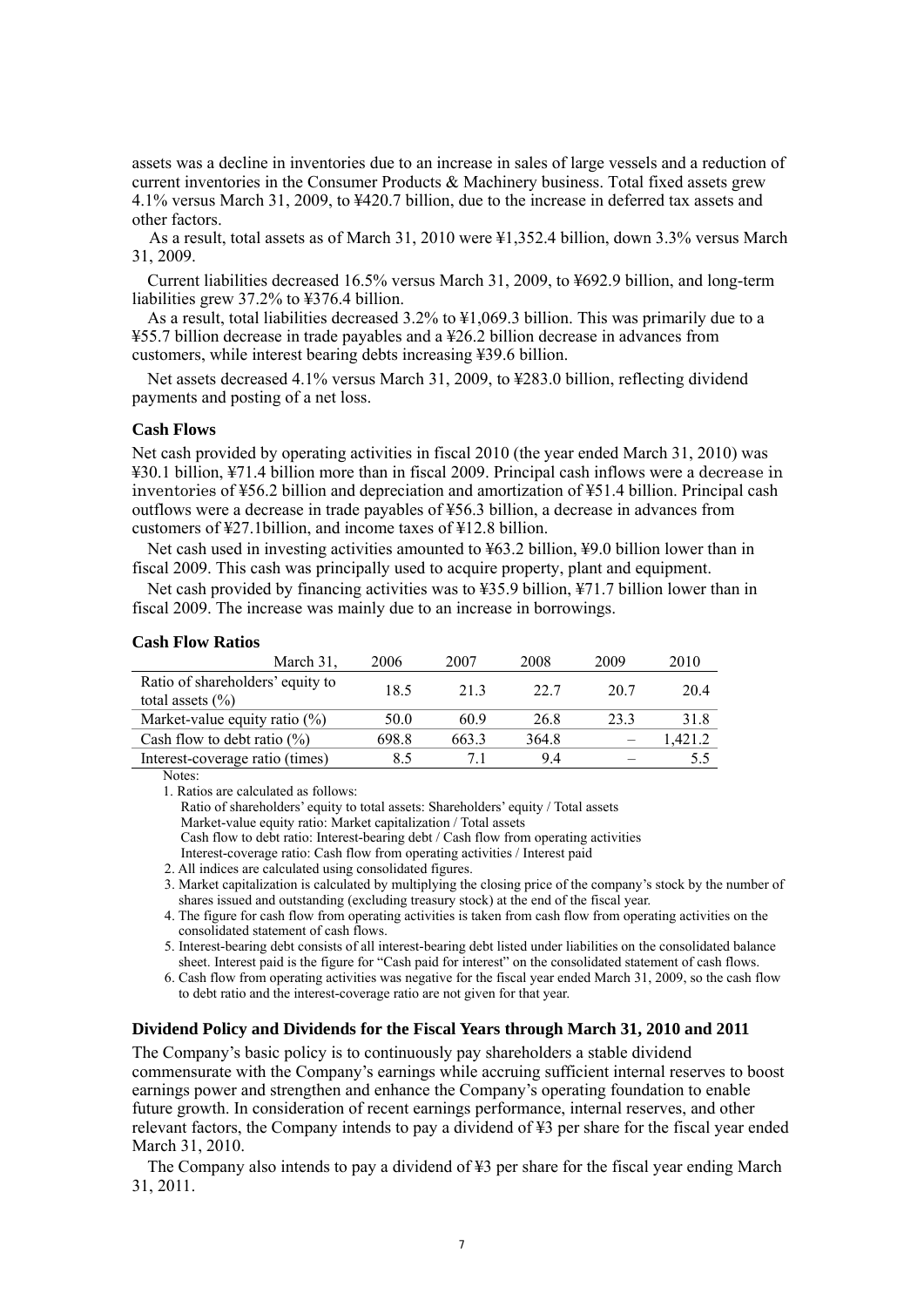assets was a decline in inventories due to an increase in sales of large vessels and a reduction of current inventories in the Consumer Products & Machinery business. Total fixed assets grew 4.1% versus March 31, 2009, to ¥420.7 billion, due to the increase in deferred tax assets and other factors.

As a result, total assets as of March 31, 2010 were ¥1,352.4 billion, down 3.3% versus March 31, 2009.

Current liabilities decreased 16.5% versus March 31, 2009, to ¥692.9 billion, and long-term liabilities grew 37.2% to ¥376.4 billion.

As a result, total liabilities decreased 3.2% to ¥1,069.3 billion. This was primarily due to a ¥55.7 billion decrease in trade payables and a ¥26.2 billion decrease in advances from customers, while interest bearing debts increasing ¥39.6 billion.

Net assets decreased 4.1% versus March 31, 2009, to ¥283.0 billion, reflecting dividend payments and posting of a net loss.

### Cash Flows

Net cash provided by operating activities in fiscal 2010 (the year ended March 31, 2010) was ¥30.1 billion, ¥71.4 billion more than in fiscal 2009. Principal cash inflows were a decrease in inventories of ¥56.2 billion and depreciation and amortization of ¥51.4 billion. Principal cash outflows were a decrease in trade payables of ¥56.3 billion, a decrease in advances from customers of ¥27.1billion, and income taxes of ¥12.8 billion.

Net cash used in investing activities amounted to ¥63.2 billion, ¥9.0 billion lower than in fiscal 2009. This cash was principally used to acquire property, plant and equipment.

Net cash provided by financing activities was to ¥35.9 billion, ¥71.7 billion lower than in fiscal 2009. The increase was mainly due to an increase in borrowings.

### Cash Flow Ratios

| March 31, | 2006 | 2007 | 2008 | 2009 | 2010 |
|---|---|---|---|---|---|
| Ratio of shareholders' equity to total assets (%) | 18.5 | 21.3 | 22.7 | 20.7 | 20.4 |
| Market-value equity ratio (%) | 50.0 | 60.9 | 26.8 | 23.3 | 31.8 |
| Cash flow to debt ratio (%) | 698.8 | 663.3 | 364.8 | – | 1,421.2 |
| Interest-coverage ratio (times) | 8.5 | 7.1 | 9.4 | – | 5.5 |

Notes:

1. Ratios are calculated as follows:
   Ratio of shareholders' equity to total assets: Shareholders' equity / Total assets
   Market-value equity ratio: Market capitalization / Total assets
   Cash flow to debt ratio: Interest-bearing debt / Cash flow from operating activities
   Interest-coverage ratio: Cash flow from operating activities / Interest paid
2. All indices are calculated using consolidated figures.
3. Market capitalization is calculated by multiplying the closing price of the company's stock by the number of shares issued and outstanding (excluding treasury stock) at the end of the fiscal year.
4. The figure for cash flow from operating activities is taken from cash flow from operating activities on the consolidated statement of cash flows.
5. Interest-bearing debt consists of all interest-bearing debt listed under liabilities on the consolidated balance sheet. Interest paid is the figure for "Cash paid for interest" on the consolidated statement of cash flows.
6. Cash flow from operating activities was negative for the fiscal year ended March 31, 2009, so the cash flow to debt ratio and the interest-coverage ratio are not given for that year.

### Dividend Policy and Dividends for the Fiscal Years through March 31, 2010 and 2011

The Company's basic policy is to continuously pay shareholders a stable dividend commensurate with the Company's earnings while accruing sufficient internal reserves to boost earnings power and strengthen and enhance the Company's operating foundation to enable future growth. In consideration of recent earnings performance, internal reserves, and other relevant factors, the Company intends to pay a dividend of ¥3 per share for the fiscal year ended March 31, 2010.

The Company also intends to pay a dividend of ¥3 per share for the fiscal year ending March 31, 2011.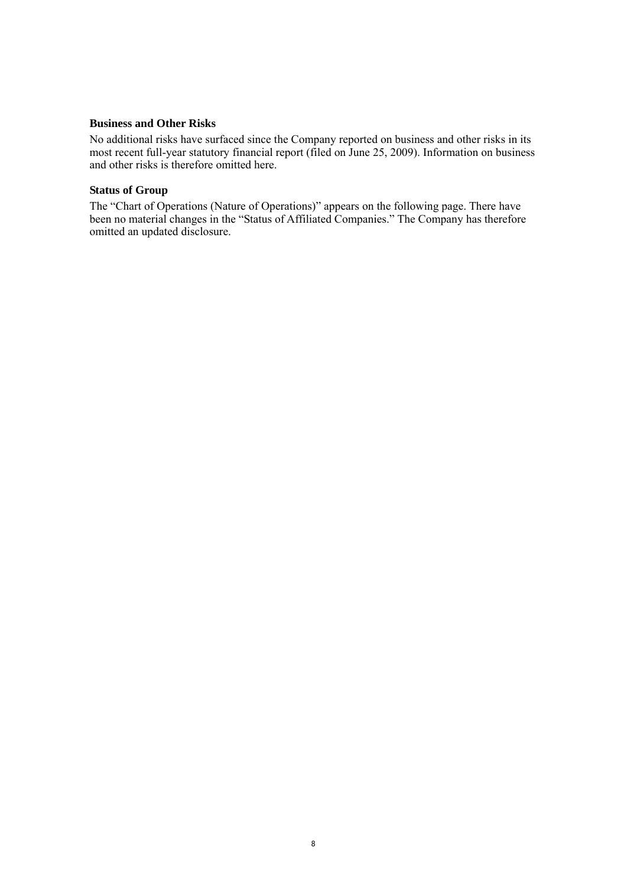### Business and Other Risks

No additional risks have surfaced since the Company reported on business and other risks in its most recent full-year statutory financial report (filed on June 25, 2009). Information on business and other risks is therefore omitted here.

### Status of Group

The "Chart of Operations (Nature of Operations)" appears on the following page. There have been no material changes in the "Status of Affiliated Companies." The Company has therefore omitted an updated disclosure.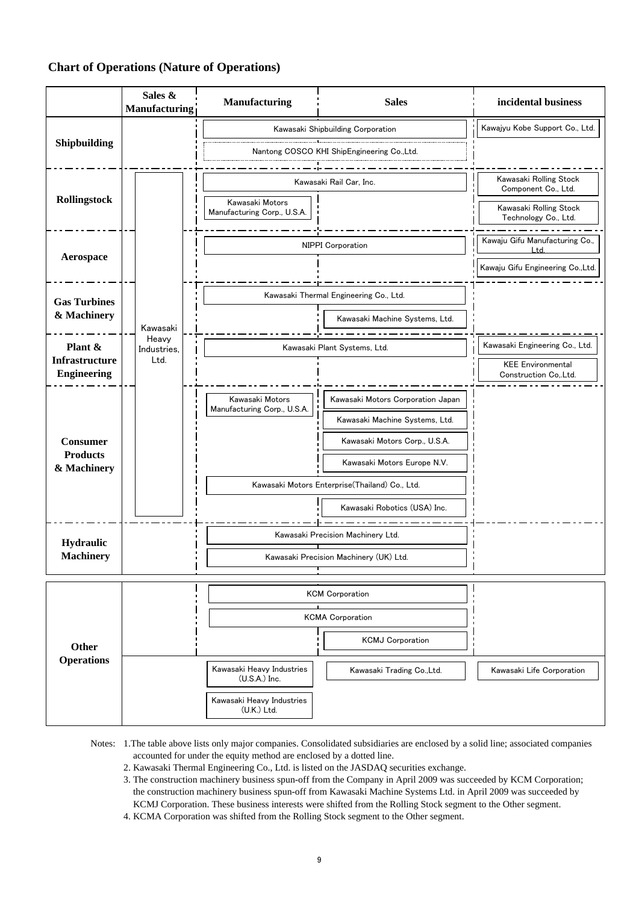## Chart of Operations (Nature of Operations)

| | Sales & Manufacturing | Manufacturing | Sales | incidental business |
|---|---|---|---|---|
| **Shipbuilding** | | Kawasaki Shipbuilding Corporation | Kawasaki Shipbuilding Corporation | Kawajyu Kobe Support Co., Ltd. |
| | | Nantong COSCO KHI ShipEngineering Co.,Ltd. | Nantong COSCO KHI ShipEngineering Co.,Ltd. | |
| **Rollingstock** | Kawasaki Heavy Industries, Ltd. | Kawasaki Rail Car, Inc. | Kawasaki Rail Car, Inc. | Kawasaki Rolling Stock Component Co., Ltd. |
| | | Kawasaki Motors Manufacturing Corp., U.S.A. | | Kawasaki Rolling Stock Technology Co., Ltd. |
| **Aerospace** | Kawasaki Heavy Industries, Ltd. | NIPPI Corporation | NIPPI Corporation | Kawaju Gifu Manufacturing Co., Ltd. |
| | | | | Kawaju Gifu Engineering Co.,Ltd. |
| **Gas Turbines & Machinery** | Kawasaki Heavy Industries, Ltd. | Kawasaki Thermal Engineering Co., Ltd. | Kawasaki Thermal Engineering Co., Ltd. | |
| | | | Kawasaki Machine Systems, Ltd. | |
| **Plant & Infrastructure Engineering** | Kawasaki Heavy Industries, Ltd. | Kawasaki Plant Systems, Ltd. | Kawasaki Plant Systems, Ltd. | Kawasaki Engineering Co., Ltd. |
| | | | | KEE Environmental Construction Co,.Ltd. |
| **Consumer Products & Machinery** | Kawasaki Heavy Industries, Ltd. | Kawasaki Motors Manufacturing Corp., U.S.A. | Kawasaki Motors Corporation Japan | |
| | | | Kawasaki Machine Systems, Ltd. | |
| | | | Kawasaki Motors Corp., U.S.A. | |
| | | | Kawasaki Motors Europe N.V. | |
| | | Kawasaki Motors Enterprise(Thailand) Co., Ltd. | Kawasaki Motors Enterprise(Thailand) Co., Ltd. | |
| | | | Kawasaki Robotics (USA) Inc. | |
| **Hydraulic Machinery** | | Kawasaki Precision Machinery Ltd. | Kawasaki Precision Machinery Ltd. | |
| | | Kawasaki Precision Machinery (UK) Ltd. | Kawasaki Precision Machinery (UK) Ltd. | |
| **Other Operations** | | KCM Corporation | KCM Corporation | |
| | | KCMA Corporation | KCMA Corporation | |
| | | | KCMJ Corporation | |
| | | Kawasaki Heavy Industries (U.S.A.) Inc. | Kawasaki Trading Co.,Ltd. | Kawasaki Life Corporation |
| | | Kawasaki Heavy Industries (U.K.) Ltd. | | |

Notes:
1. The table above lists only major companies. Consolidated subsidiaries are enclosed by a solid line; associated companies accounted for under the equity method are enclosed by a dotted line.
2. Kawasaki Thermal Engineering Co., Ltd. is listed on the JASDAQ securities exchange.
3. The construction machinery business spun-off from the Company in April 2009 was succeeded by KCM Corporation; the construction machinery business spun-off from Kawasaki Machine Systems Ltd. in April 2009 was succeeded by KCMJ Corporation. These business interests were shifted from the Rolling Stock segment to the Other segment.
4. KCMA Corporation was shifted from the Rolling Stock segment to the Other segment.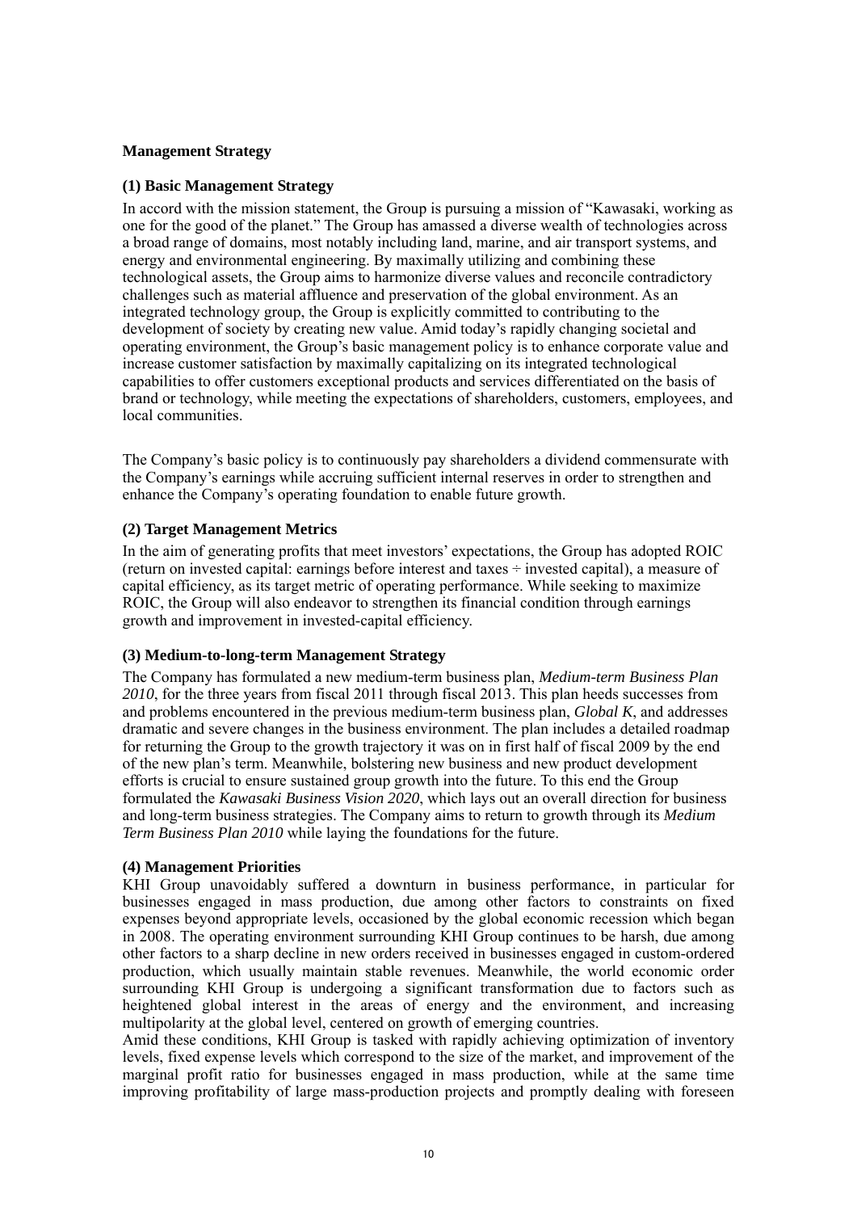## Management Strategy

### (1) Basic Management Strategy

In accord with the mission statement, the Group is pursuing a mission of "Kawasaki, working as one for the good of the planet." The Group has amassed a diverse wealth of technologies across a broad range of domains, most notably including land, marine, and air transport systems, and energy and environmental engineering. By maximally utilizing and combining these technological assets, the Group aims to harmonize diverse values and reconcile contradictory challenges such as material affluence and preservation of the global environment. As an integrated technology group, the Group is explicitly committed to contributing to the development of society by creating new value. Amid today's rapidly changing societal and operating environment, the Group's basic management policy is to enhance corporate value and increase customer satisfaction by maximally capitalizing on its integrated technological capabilities to offer customers exceptional products and services differentiated on the basis of brand or technology, while meeting the expectations of shareholders, customers, employees, and local communities.

The Company's basic policy is to continuously pay shareholders a dividend commensurate with the Company's earnings while accruing sufficient internal reserves in order to strengthen and enhance the Company's operating foundation to enable future growth.

### (2) Target Management Metrics

In the aim of generating profits that meet investors' expectations, the Group has adopted ROIC (return on invested capital: earnings before interest and taxes ÷ invested capital), a measure of capital efficiency, as its target metric of operating performance. While seeking to maximize ROIC, the Group will also endeavor to strengthen its financial condition through earnings growth and improvement in invested-capital efficiency.

### (3) Medium-to-long-term Management Strategy

The Company has formulated a new medium-term business plan, *Medium-term Business Plan 2010*, for the three years from fiscal 2011 through fiscal 2013. This plan heeds successes from and problems encountered in the previous medium-term business plan, *Global K*, and addresses dramatic and severe changes in the business environment. The plan includes a detailed roadmap for returning the Group to the growth trajectory it was on in first half of fiscal 2009 by the end of the new plan's term. Meanwhile, bolstering new business and new product development efforts is crucial to ensure sustained group growth into the future. To this end the Group formulated the *Kawasaki Business Vision 2020*, which lays out an overall direction for business and long-term business strategies. The Company aims to return to growth through its *Medium Term Business Plan 2010* while laying the foundations for the future.

### (4) Management Priorities

KHI Group unavoidably suffered a downturn in business performance, in particular for businesses engaged in mass production, due among other factors to constraints on fixed expenses beyond appropriate levels, occasioned by the global economic recession which began in 2008. The operating environment surrounding KHI Group continues to be harsh, due among other factors to a sharp decline in new orders received in businesses engaged in custom-ordered production, which usually maintain stable revenues. Meanwhile, the world economic order surrounding KHI Group is undergoing a significant transformation due to factors such as heightened global interest in the areas of energy and the environment, and increasing multipolarity at the global level, centered on growth of emerging countries.

Amid these conditions, KHI Group is tasked with rapidly achieving optimization of inventory levels, fixed expense levels which correspond to the size of the market, and improvement of the marginal profit ratio for businesses engaged in mass production, while at the same time improving profitability of large mass-production projects and promptly dealing with foreseen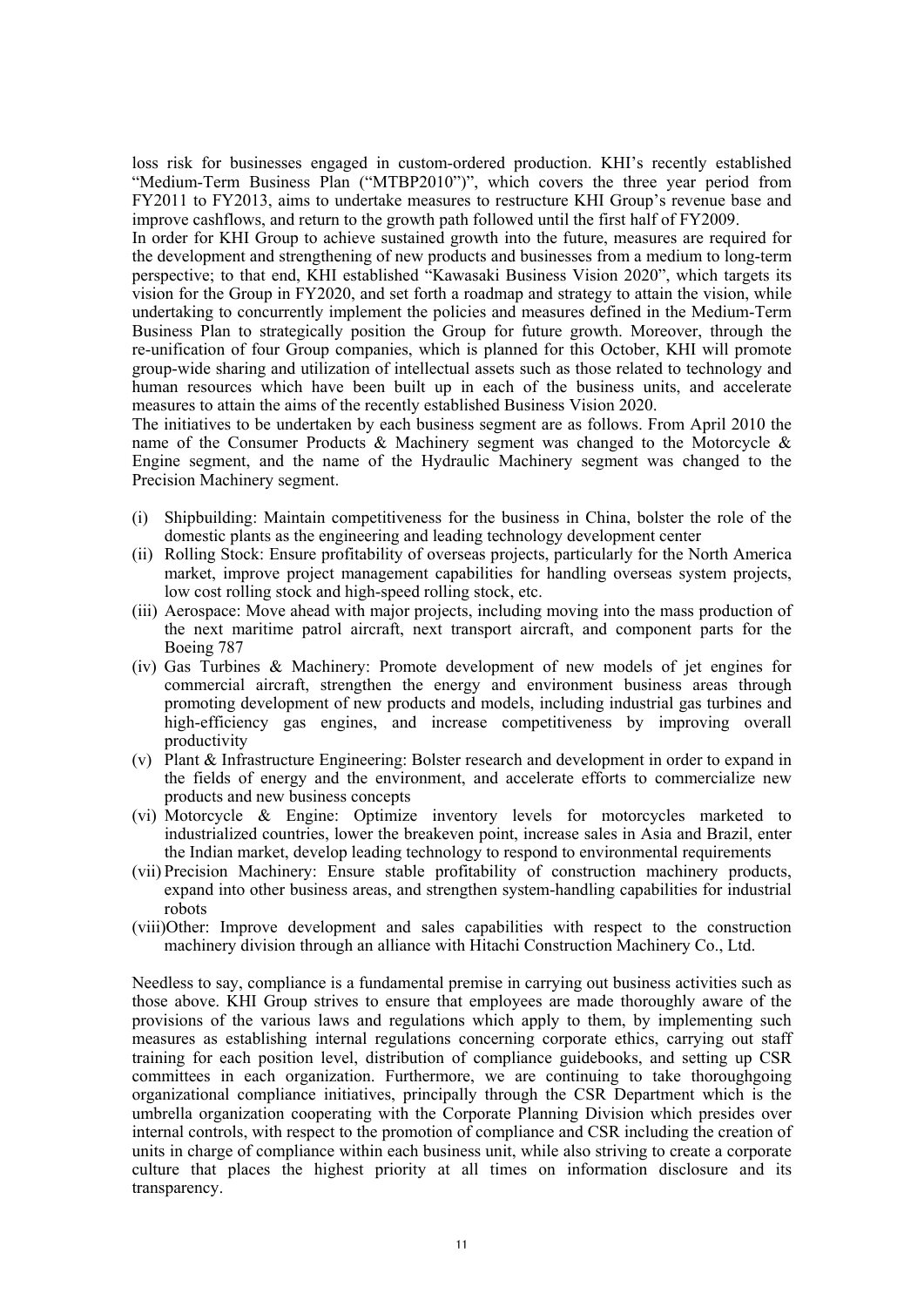loss risk for businesses engaged in custom-ordered production. KHI's recently established "Medium-Term Business Plan ("MTBP2010")", which covers the three year period from FY2011 to FY2013, aims to undertake measures to restructure KHI Group's revenue base and improve cashflows, and return to the growth path followed until the first half of FY2009.

In order for KHI Group to achieve sustained growth into the future, measures are required for the development and strengthening of new products and businesses from a medium to long-term perspective; to that end, KHI established "Kawasaki Business Vision 2020", which targets its vision for the Group in FY2020, and set forth a roadmap and strategy to attain the vision, while undertaking to concurrently implement the policies and measures defined in the Medium-Term Business Plan to strategically position the Group for future growth. Moreover, through the re-unification of four Group companies, which is planned for this October, KHI will promote group-wide sharing and utilization of intellectual assets such as those related to technology and human resources which have been built up in each of the business units, and accelerate measures to attain the aims of the recently established Business Vision 2020.

The initiatives to be undertaken by each business segment are as follows. From April 2010 the name of the Consumer Products & Machinery segment was changed to the Motorcycle & Engine segment, and the name of the Hydraulic Machinery segment was changed to the Precision Machinery segment.

(i) Shipbuilding: Maintain competitiveness for the business in China, bolster the role of the domestic plants as the engineering and leading technology development center
(ii) Rolling Stock: Ensure profitability of overseas projects, particularly for the North America market, improve project management capabilities for handling overseas system projects, low cost rolling stock and high-speed rolling stock, etc.
(iii) Aerospace: Move ahead with major projects, including moving into the mass production of the next maritime patrol aircraft, next transport aircraft, and component parts for the Boeing 787
(iv) Gas Turbines & Machinery: Promote development of new models of jet engines for commercial aircraft, strengthen the energy and environment business areas through promoting development of new products and models, including industrial gas turbines and high-efficiency gas engines, and increase competitiveness by improving overall productivity
(v) Plant & Infrastructure Engineering: Bolster research and development in order to expand in the fields of energy and the environment, and accelerate efforts to commercialize new products and new business concepts
(vi) Motorcycle & Engine: Optimize inventory levels for motorcycles marketed to industrialized countries, lower the breakeven point, increase sales in Asia and Brazil, enter the Indian market, develop leading technology to respond to environmental requirements
(vii) Precision Machinery: Ensure stable profitability of construction machinery products, expand into other business areas, and strengthen system-handling capabilities for industrial robots
(viii) Other: Improve development and sales capabilities with respect to the construction machinery division through an alliance with Hitachi Construction Machinery Co., Ltd.

Needless to say, compliance is a fundamental premise in carrying out business activities such as those above. KHI Group strives to ensure that employees are made thoroughly aware of the provisions of the various laws and regulations which apply to them, by implementing such measures as establishing internal regulations concerning corporate ethics, carrying out staff training for each position level, distribution of compliance guidebooks, and setting up CSR committees in each organization. Furthermore, we are continuing to take thoroughgoing organizational compliance initiatives, principally through the CSR Department which is the umbrella organization cooperating with the Corporate Planning Division which presides over internal controls, with respect to the promotion of compliance and CSR including the creation of units in charge of compliance within each business unit, while also striving to create a corporate culture that places the highest priority at all times on information disclosure and its transparency.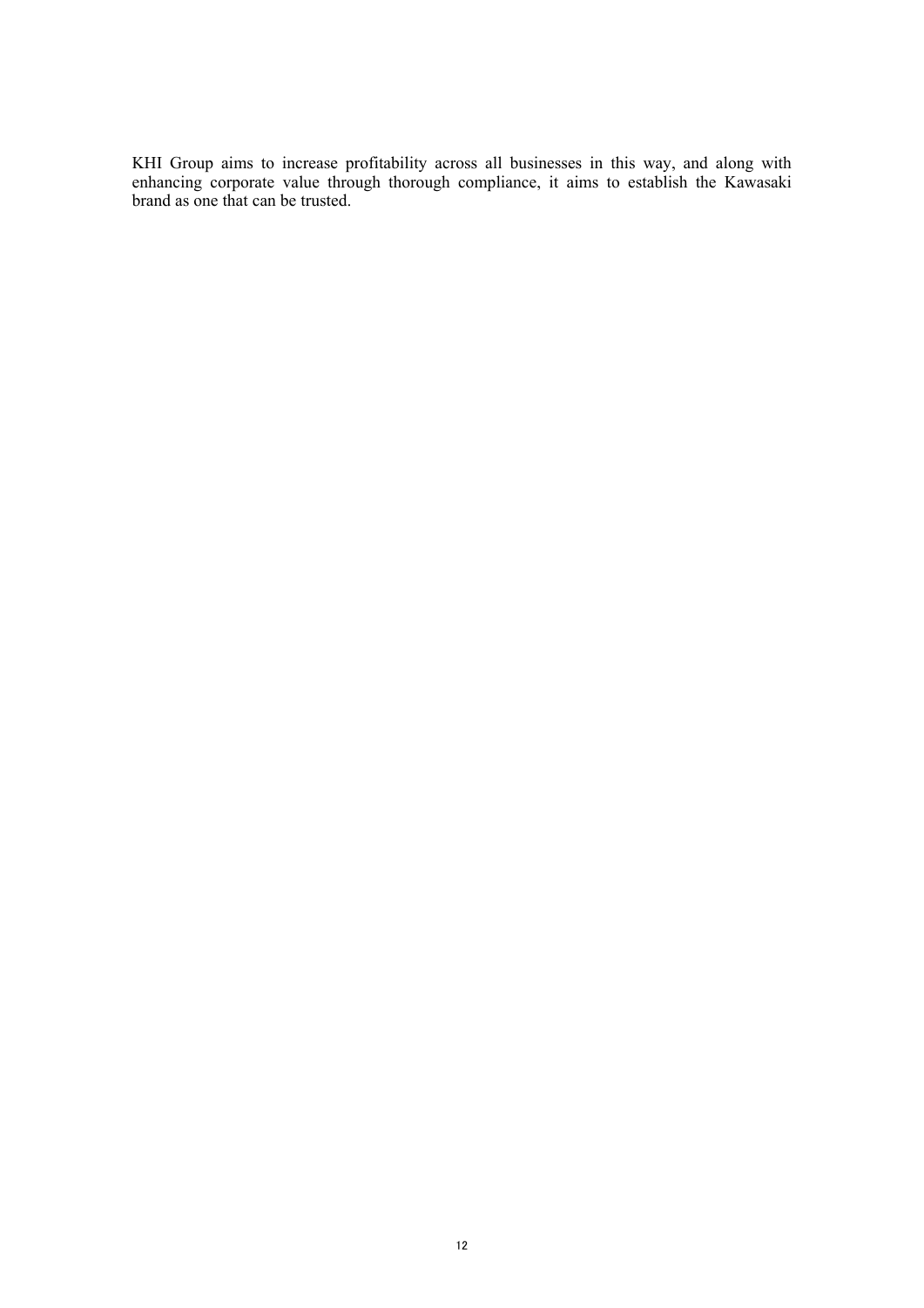KHI Group aims to increase profitability across all businesses in this way, and along with enhancing corporate value through thorough compliance, it aims to establish the Kawasaki brand as one that can be trusted.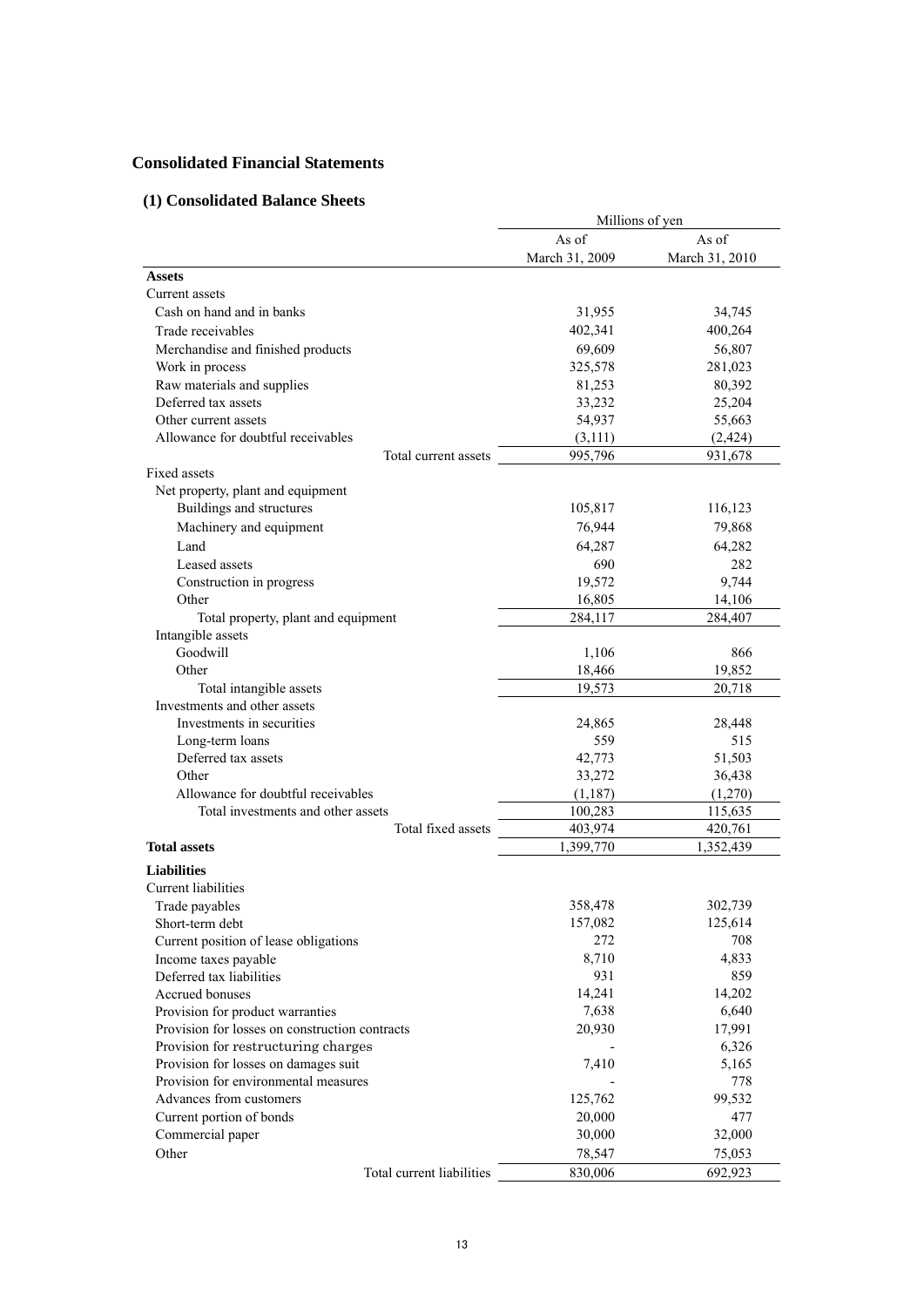## Consolidated Financial Statements

### (1) Consolidated Balance Sheets

| | Millions of yen | |
|---|---|---|
| | As of March 31, 2009 | As of March 31, 2010 |
| **Assets** | | |
| Current assets | | |
| Cash on hand and in banks | 31,955 | 34,745 |
| Trade receivables | 402,341 | 400,264 |
| Merchandise and finished products | 69,609 | 56,807 |
| Work in process | 325,578 | 281,023 |
| Raw materials and supplies | 81,253 | 80,392 |
| Deferred tax assets | 33,232 | 25,204 |
| Other current assets | 54,937 | 55,663 |
| Allowance for doubtful receivables | (3,111) | (2,424) |
| Total current assets | 995,796 | 931,678 |
| Fixed assets | | |
| Net property, plant and equipment | | |
| Buildings and structures | 105,817 | 116,123 |
| Machinery and equipment | 76,944 | 79,868 |
| Land | 64,287 | 64,282 |
| Leased assets | 690 | 282 |
| Construction in progress | 19,572 | 9,744 |
| Other | 16,805 | 14,106 |
| Total property, plant and equipment | 284,117 | 284,407 |
| Intangible assets | | |
| Goodwill | 1,106 | 866 |
| Other | 18,466 | 19,852 |
| Total intangible assets | 19,573 | 20,718 |
| Investments and other assets | | |
| Investments in securities | 24,865 | 28,448 |
| Long-term loans | 559 | 515 |
| Deferred tax assets | 42,773 | 51,503 |
| Other | 33,272 | 36,438 |
| Allowance for doubtful receivables | (1,187) | (1,270) |
| Total investments and other assets | 100,283 | 115,635 |
| Total fixed assets | 403,974 | 420,761 |
| **Total assets** | 1,399,770 | 1,352,439 |
| **Liabilities** | | |
| Current liabilities | | |
| Trade payables | 358,478 | 302,739 |
| Short-term debt | 157,082 | 125,614 |
| Current position of lease obligations | 272 | 708 |
| Income taxes payable | 8,710 | 4,833 |
| Deferred tax liabilities | 931 | 859 |
| Accrued bonuses | 14,241 | 14,202 |
| Provision for product warranties | 7,638 | 6,640 |
| Provision for losses on construction contracts | 20,930 | 17,991 |
| Provision for restructuring charges | - | 6,326 |
| Provision for losses on damages suit | 7,410 | 5,165 |
| Provision for environmental measures | - | 778 |
| Advances from customers | 125,762 | 99,532 |
| Current portion of bonds | 20,000 | 477 |
| Commercial paper | 30,000 | 32,000 |
| Other | 78,547 | 75,053 |
| Total current liabilities | 830,006 | 692,923 |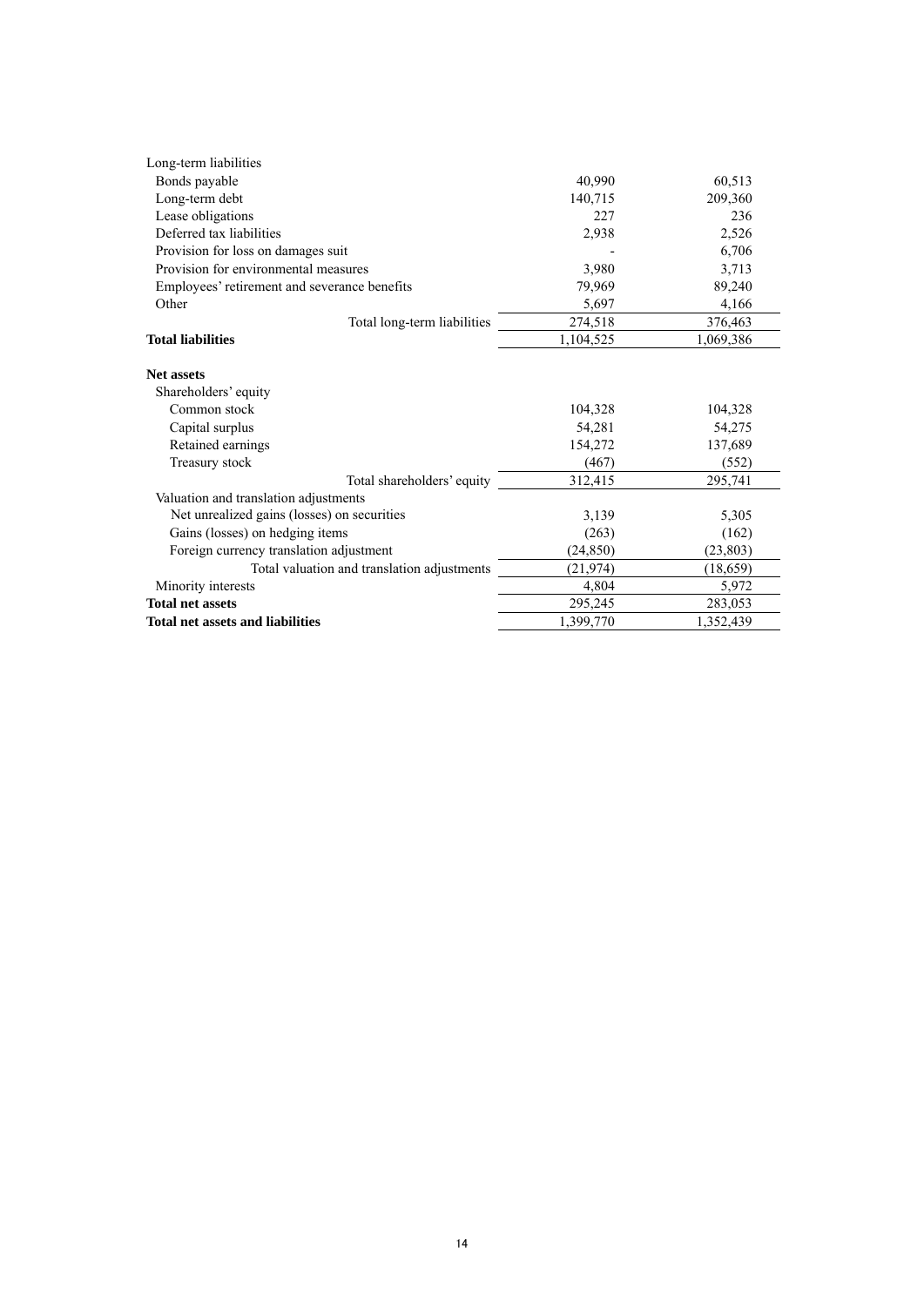| | | |
|---|---|---|
| Long-term liabilities | | |
| Bonds payable | 40,990 | 60,513 |
| Long-term debt | 140,715 | 209,360 |
| Lease obligations | 227 | 236 |
| Deferred tax liabilities | 2,938 | 2,526 |
| Provision for loss on damages suit | - | 6,706 |
| Provision for environmental measures | 3,980 | 3,713 |
| Employees' retirement and severance benefits | 79,969 | 89,240 |
| Other | 5,697 | 4,166 |
| Total long-term liabilities | 274,518 | 376,463 |
| **Total liabilities** | 1,104,525 | 1,069,386 |
| | | |
| **Net assets** | | |
| Shareholders' equity | | |
| Common stock | 104,328 | 104,328 |
| Capital surplus | 54,281 | 54,275 |
| Retained earnings | 154,272 | 137,689 |
| Treasury stock | (467) | (552) |
| Total shareholders' equity | 312,415 | 295,741 |
| Valuation and translation adjustments | | |
| Net unrealized gains (losses) on securities | 3,139 | 5,305 |
| Gains (losses) on hedging items | (263) | (162) |
| Foreign currency translation adjustment | (24,850) | (23,803) |
| Total valuation and translation adjustments | (21,974) | (18,659) |
| Minority interests | 4,804 | 5,972 |
| **Total net assets** | 295,245 | 283,053 |
| **Total net assets and liabilities** | 1,399,770 | 1,352,439 |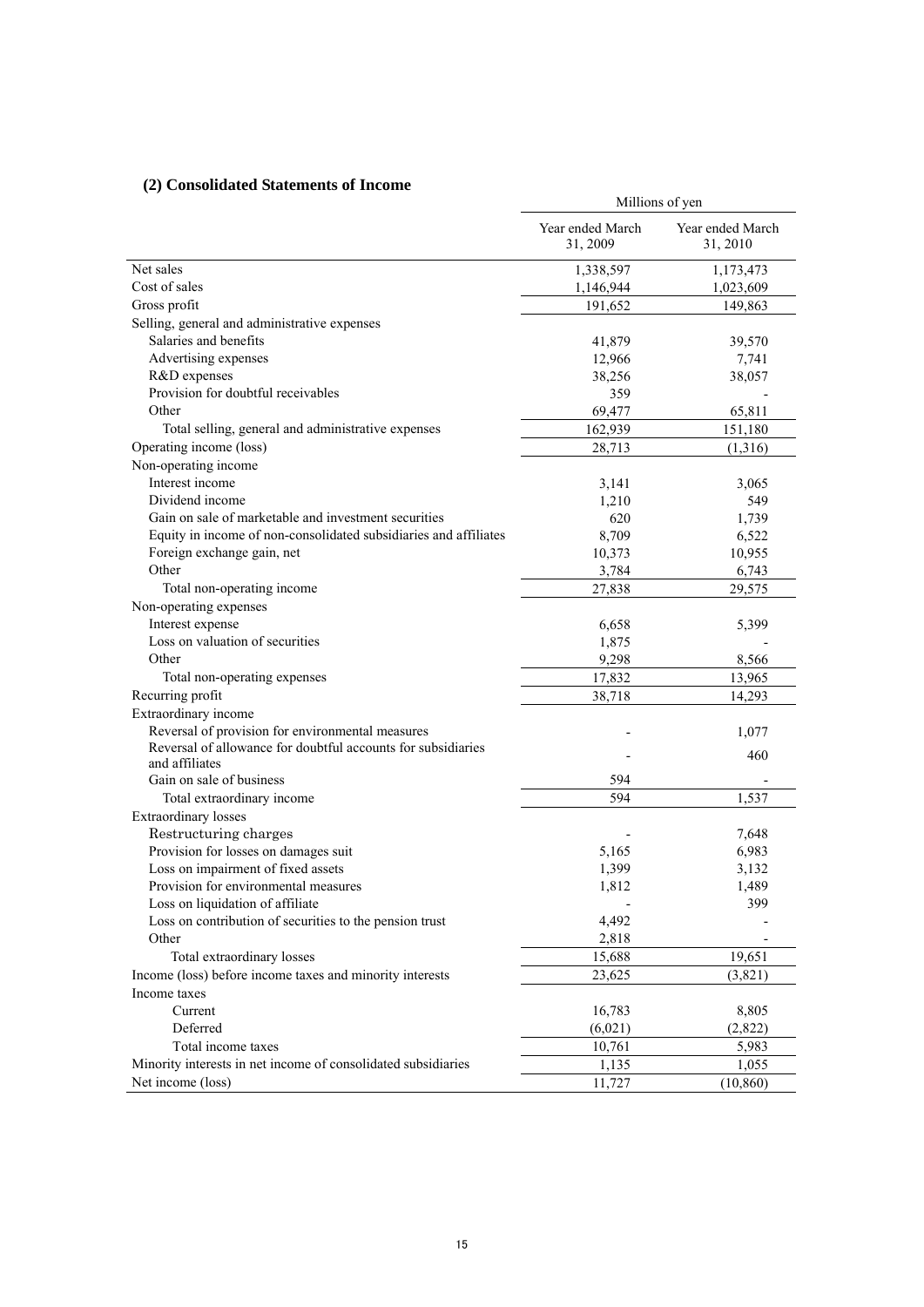## (2) Consolidated Statements of Income

| | Millions of yen | |
|---|---|---|
| | Year ended March 31, 2009 | Year ended March 31, 2010 |
| Net sales | 1,338,597 | 1,173,473 |
| Cost of sales | 1,146,944 | 1,023,609 |
| Gross profit | 191,652 | 149,863 |
| Selling, general and administrative expenses | | |
| Salaries and benefits | 41,879 | 39,570 |
| Advertising expenses | 12,966 | 7,741 |
| R&D expenses | 38,256 | 38,057 |
| Provision for doubtful receivables | 359 | - |
| Other | 69,477 | 65,811 |
| Total selling, general and administrative expenses | 162,939 | 151,180 |
| Operating income (loss) | 28,713 | (1,316) |
| Non-operating income | | |
| Interest income | 3,141 | 3,065 |
| Dividend income | 1,210 | 549 |
| Gain on sale of marketable and investment securities | 620 | 1,739 |
| Equity in income of non-consolidated subsidiaries and affiliates | 8,709 | 6,522 |
| Foreign exchange gain, net | 10,373 | 10,955 |
| Other | 3,784 | 6,743 |
| Total non-operating income | 27,838 | 29,575 |
| Non-operating expenses | | |
| Interest expense | 6,658 | 5,399 |
| Loss on valuation of securities | 1,875 | - |
| Other | 9,298 | 8,566 |
| Total non-operating expenses | 17,832 | 13,965 |
| Recurring profit | 38,718 | 14,293 |
| Extraordinary income | | |
| Reversal of provision for environmental measures | - | 1,077 |
| Reversal of allowance for doubtful accounts for subsidiaries and affiliates | - | 460 |
| Gain on sale of business | 594 | - |
| Total extraordinary income | 594 | 1,537 |
| Extraordinary losses | | |
| Restructuring charges | - | 7,648 |
| Provision for losses on damages suit | 5,165 | 6,983 |
| Loss on impairment of fixed assets | 1,399 | 3,132 |
| Provision for environmental measures | 1,812 | 1,489 |
| Loss on liquidation of affiliate | - | 399 |
| Loss on contribution of securities to the pension trust | 4,492 | - |
| Other | 2,818 | - |
| Total extraordinary losses | 15,688 | 19,651 |
| Income (loss) before income taxes and minority interests | 23,625 | (3,821) |
| Income taxes | | |
| Current | 16,783 | 8,805 |
| Deferred | (6,021) | (2,822) |
| Total income taxes | 10,761 | 5,983 |
| Minority interests in net income of consolidated subsidiaries | 1,135 | 1,055 |
| Net income (loss) | 11,727 | (10,860) |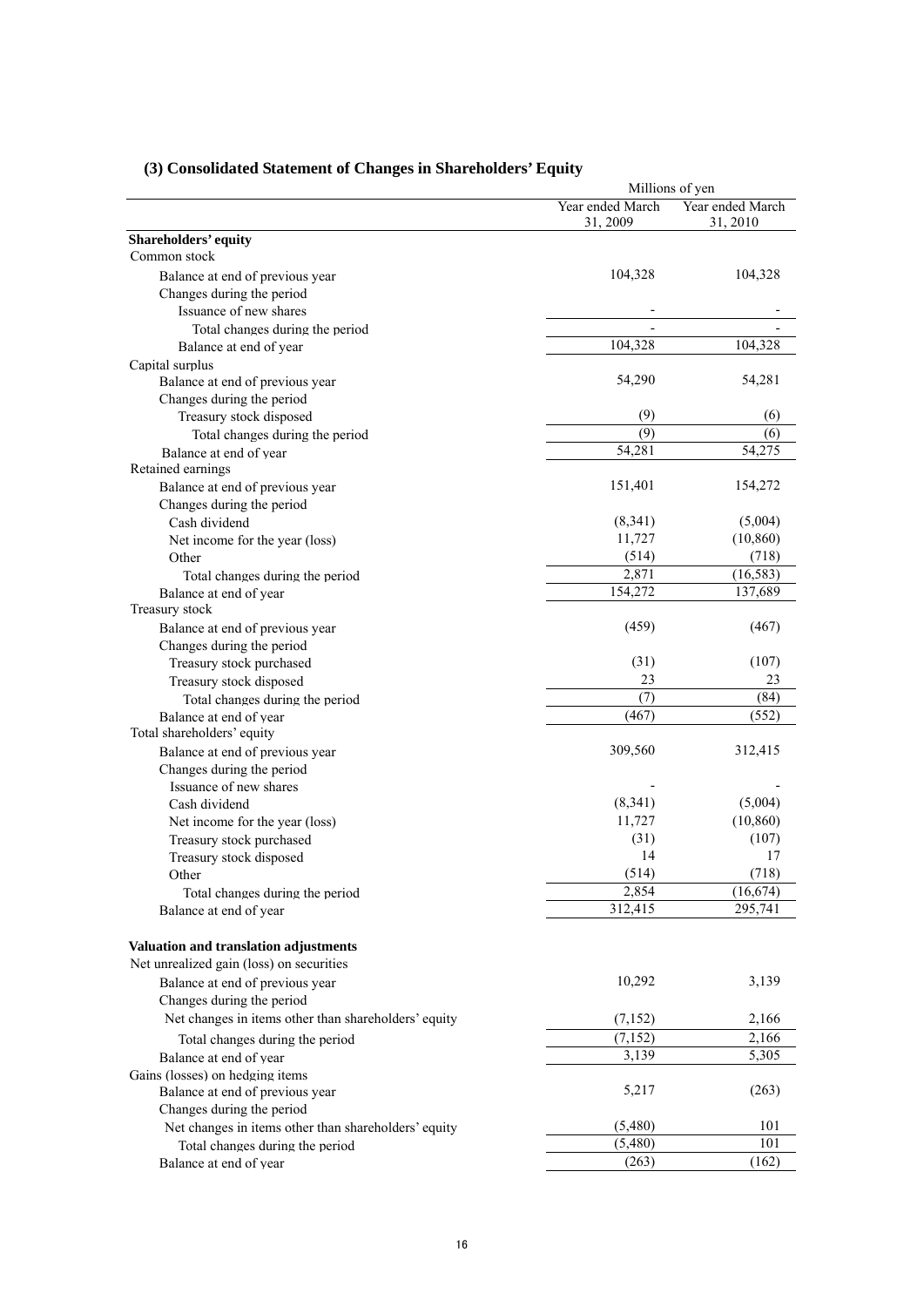### (3) Consolidated Statement of Changes in Shareholders' Equity

| | Millions of yen | |
|---|---|---|
| | Year ended March 31, 2009 | Year ended March 31, 2010 |
| **Shareholders' equity** | | |
| Common stock | | |
| Balance at end of previous year | 104,328 | 104,328 |
| Changes during the period | | |
| Issuance of new shares | - | - |
| Total changes during the period | - | - |
| Balance at end of year | 104,328 | 104,328 |
| Capital surplus | | |
| Balance at end of previous year | 54,290 | 54,281 |
| Changes during the period | | |
| Treasury stock disposed | (9) | (6) |
| Total changes during the period | (9) | (6) |
| Balance at end of year | 54,281 | 54,275 |
| Retained earnings | | |
| Balance at end of previous year | 151,401 | 154,272 |
| Changes during the period | | |
| Cash dividend | (8,341) | (5,004) |
| Net income for the year (loss) | 11,727 | (10,860) |
| Other | (514) | (718) |
| Total changes during the period | 2,871 | (16,583) |
| Balance at end of year | 154,272 | 137,689 |
| Treasury stock | | |
| Balance at end of previous year | (459) | (467) |
| Changes during the period | | |
| Treasury stock purchased | (31) | (107) |
| Treasury stock disposed | 23 | 23 |
| Total changes during the period | (7) | (84) |
| Balance at end of year | (467) | (552) |
| Total shareholders' equity | | |
| Balance at end of previous year | 309,560 | 312,415 |
| Changes during the period | | |
| Issuance of new shares | - | - |
| Cash dividend | (8,341) | (5,004) |
| Net income for the year (loss) | 11,727 | (10,860) |
| Treasury stock purchased | (31) | (107) |
| Treasury stock disposed | 14 | 17 |
| Other | (514) | (718) |
| Total changes during the period | 2,854 | (16,674) |
| Balance at end of year | 312,415 | 295,741 |
| | | |
| **Valuation and translation adjustments** | | |
| Net unrealized gain (loss) on securities | | |
| Balance at end of previous year | 10,292 | 3,139 |
| Changes during the period | | |
| Net changes in items other than shareholders' equity | (7,152) | 2,166 |
| Total changes during the period | (7,152) | 2,166 |
| Balance at end of year | 3,139 | 5,305 |
| Gains (losses) on hedging items | | |
| Balance at end of previous year | 5,217 | (263) |
| Changes during the period | | |
| Net changes in items other than shareholders' equity | (5,480) | 101 |
| Total changes during the period | (5,480) | 101 |
| Balance at end of year | (263) | (162) |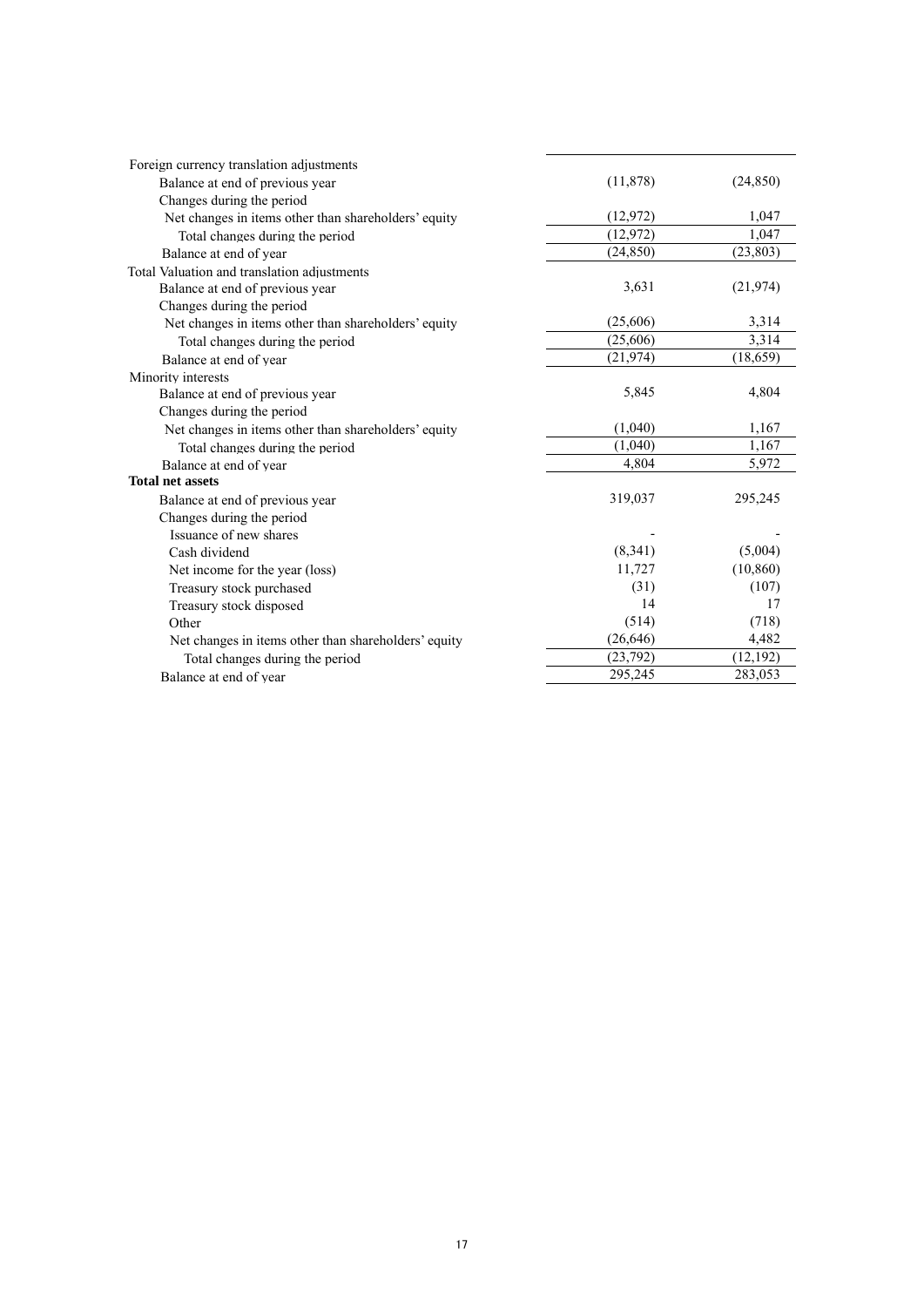| | | |
|---|---|---|
| Foreign currency translation adjustments | | |
| Balance at end of previous year | (11,878) | (24,850) |
| Changes during the period | | |
| Net changes in items other than shareholders' equity | (12,972) | 1,047 |
| Total changes during the period | (12,972) | 1,047 |
| Balance at end of year | (24,850) | (23,803) |
| Total Valuation and translation adjustments | | |
| Balance at end of previous year | 3,631 | (21,974) |
| Changes during the period | | |
| Net changes in items other than shareholders' equity | (25,606) | 3,314 |
| Total changes during the period | (25,606) | 3,314 |
| Balance at end of year | (21,974) | (18,659) |
| Minority interests | | |
| Balance at end of previous year | 5,845 | 4,804 |
| Changes during the period | | |
| Net changes in items other than shareholders' equity | (1,040) | 1,167 |
| Total changes during the period | (1,040) | 1,167 |
| Balance at end of year | 4,804 | 5,972 |
| **Total net assets** | | |
| Balance at end of previous year | 319,037 | 295,245 |
| Changes during the period | | |
| Issuance of new shares | - | - |
| Cash dividend | (8,341) | (5,004) |
| Net income for the year (loss) | 11,727 | (10,860) |
| Treasury stock purchased | (31) | (107) |
| Treasury stock disposed | 14 | 17 |
| Other | (514) | (718) |
| Net changes in items other than shareholders' equity | (26,646) | 4,482 |
| Total changes during the period | (23,792) | (12,192) |
| Balance at end of year | 295,245 | 283,053 |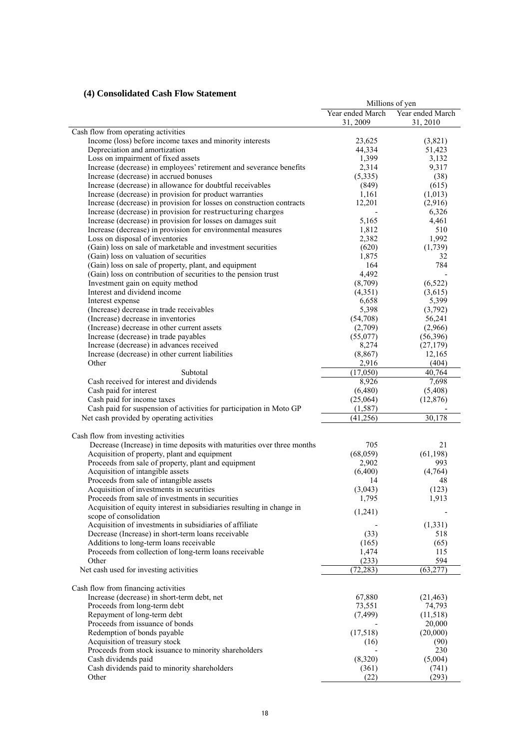## (4) Consolidated Cash Flow Statement

| | Millions of yen | |
|---|---|---|
| | Year ended March 31, 2009 | Year ended March 31, 2010 |
| Cash flow from operating activities | | |
| Income (loss) before income taxes and minority interests | 23,625 | (3,821) |
| Depreciation and amortization | 44,334 | 51,423 |
| Loss on impairment of fixed assets | 1,399 | 3,132 |
| Increase (decrease) in employees' retirement and severance benefits | 2,314 | 9,317 |
| Increase (decrease) in accrued bonuses | (5,335) | (38) |
| Increase (decrease) in allowance for doubtful receivables | (849) | (615) |
| Increase (decrease) in provision for product warranties | 1,161 | (1,013) |
| Increase (decrease) in provision for losses on construction contracts | 12,201 | (2,916) |
| Increase (decrease) in provision for restructuring charges | - | 6,326 |
| Increase (decrease) in provision for losses on damages suit | 5,165 | 4,461 |
| Increase (decrease) in provision for environmental measures | 1,812 | 510 |
| Loss on disposal of inventories | 2,382 | 1,992 |
| (Gain) loss on sale of marketable and investment securities | (620) | (1,739) |
| (Gain) loss on valuation of securities | 1,875 | 32 |
| (Gain) loss on sale of property, plant, and equipment | 164 | 784 |
| (Gain) loss on contribution of securities to the pension trust | 4,492 | - |
| Investment gain on equity method | (8,709) | (6,522) |
| Interest and dividend income | (4,351) | (3,615) |
| Interest expense | 6,658 | 5,399 |
| (Increase) decrease in trade receivables | 5,398 | (3,792) |
| (Increase) decrease in inventories | (54,708) | 56,241 |
| (Increase) decrease in other current assets | (2,709) | (2,966) |
| Increase (decrease) in trade payables | (55,077) | (56,396) |
| Increase (decrease) in advances received | 8,274 | (27,179) |
| Increase (decrease) in other current liabilities | (8,867) | 12,165 |
| Other | 2,916 | (404) |
| Subtotal | (17,050) | 40,764 |
| Cash received for interest and dividends | 8,926 | 7,698 |
| Cash paid for interest | (6,480) | (5,408) |
| Cash paid for income taxes | (25,064) | (12,876) |
| Cash paid for suspension of activities for participation in Moto GP | (1,587) | - |
| Net cash provided by operating activities | (41,256) | 30,178 |
| Cash flow from investing activities | | |
| Decrease (Increase) in time deposits with maturities over three months | 705 | 21 |
| Acquisition of property, plant and equipment | (68,059) | (61,198) |
| Proceeds from sale of property, plant and equipment | 2,902 | 993 |
| Acquisition of intangible assets | (6,400) | (4,764) |
| Proceeds from sale of intangible assets | 14 | 48 |
| Acquisition of investments in securities | (3,043) | (123) |
| Proceeds from sale of investments in securities | 1,795 | 1,913 |
| Acquisition of equity interest in subsidiaries resulting in change in scope of consolidation | (1,241) | - |
| Acquisition of investments in subsidiaries of affiliate | - | (1,331) |
| Decrease (Increase) in short-term loans receivable | (33) | 518 |
| Additions to long-term loans receivable | (165) | (65) |
| Proceeds from collection of long-term loans receivable | 1,474 | 115 |
| Other | (233) | 594 |
| Net cash used for investing activities | (72,283) | (63,277) |
| Cash flow from financing activities | | |
| Increase (decrease) in short-term debt, net | 67,880 | (21,463) |
| Proceeds from long-term debt | 73,551 | 74,793 |
| Repayment of long-term debt | (7,499) | (11,518) |
| Proceeds from issuance of bonds | - | 20,000 |
| Redemption of bonds payable | (17,518) | (20,000) |
| Acquisition of treasury stock | (16) | (90) |
| Proceeds from stock issuance to minority shareholders | - | 230 |
| Cash dividends paid | (8,320) | (5,004) |
| Cash dividends paid to minority shareholders | (361) | (741) |
| Other | (22) | (293) |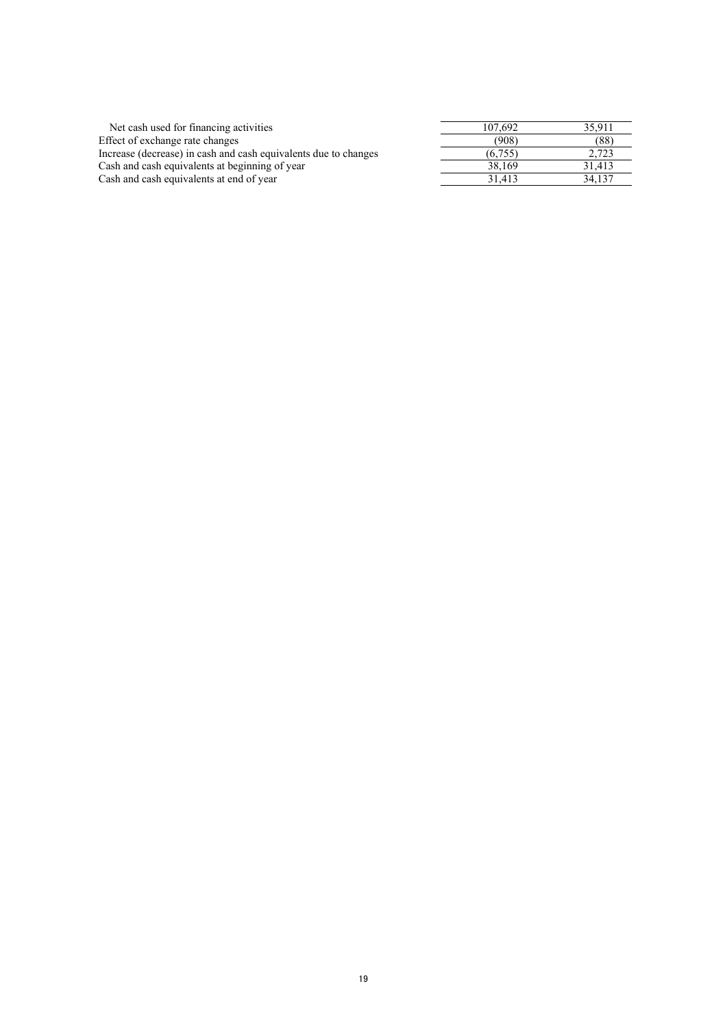| | | |
|---|---|---|
| Net cash used for financing activities | 107,692 | 35,911 |
| Effect of exchange rate changes | (908) | (88) |
| Increase (decrease) in cash and cash equivalents due to changes | (6,755) | 2,723 |
| Cash and cash equivalents at beginning of year | 38,169 | 31,413 |
| Cash and cash equivalents at end of year | 31,413 | 34,137 |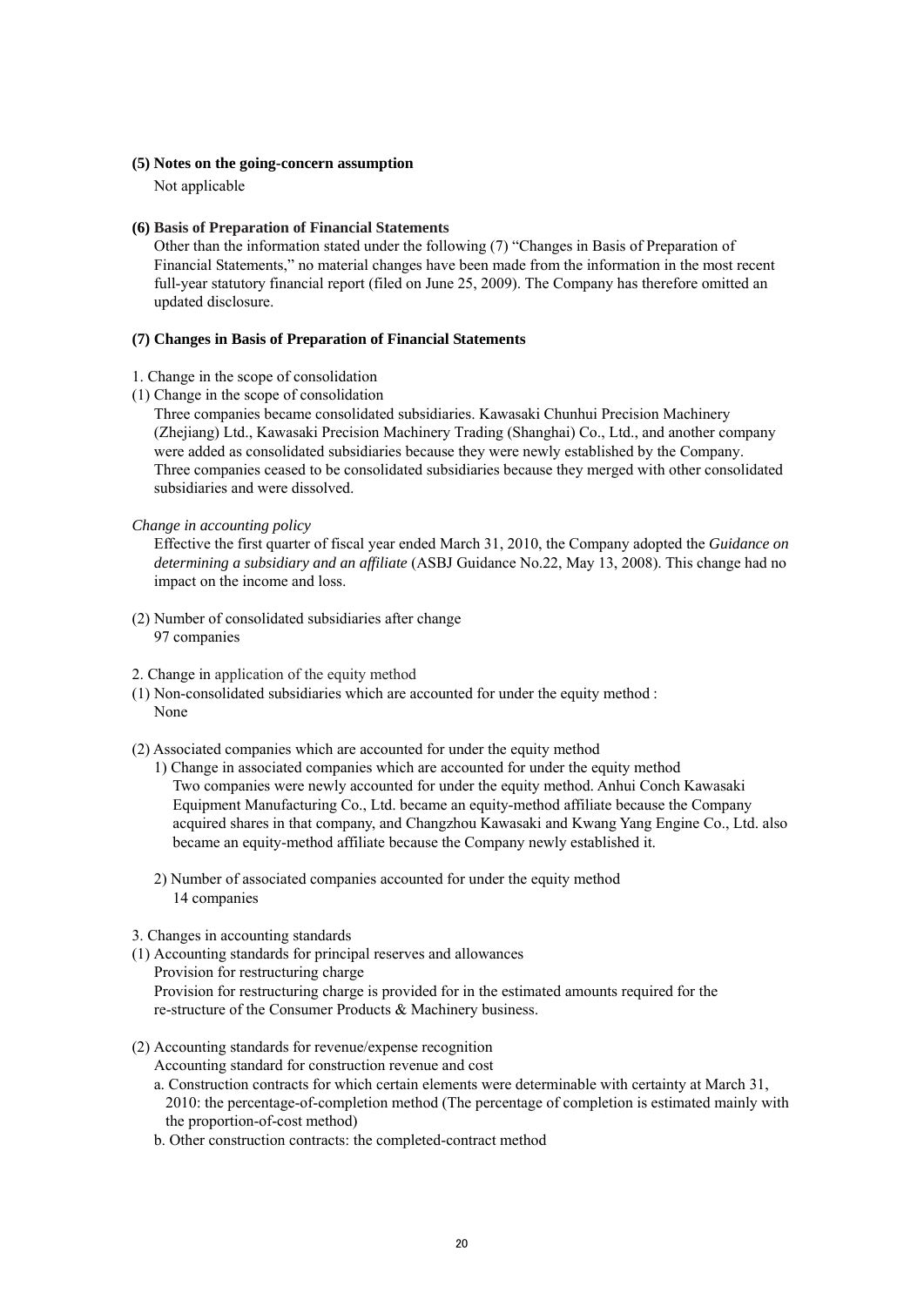**(5) Notes on the going-concern assumption**

Not applicable

**(6) Basis of Preparation of Financial Statements**

Other than the information stated under the following (7) "Changes in Basis of Preparation of Financial Statements," no material changes have been made from the information in the most recent full-year statutory financial report (filed on June 25, 2009). The Company has therefore omitted an updated disclosure.

**(7) Changes in Basis of Preparation of Financial Statements**

1. Change in the scope of consolidation

(1) Change in the scope of consolidation

Three companies became consolidated subsidiaries. Kawasaki Chunhui Precision Machinery (Zhejiang) Ltd., Kawasaki Precision Machinery Trading (Shanghai) Co., Ltd., and another company were added as consolidated subsidiaries because they were newly established by the Company. Three companies ceased to be consolidated subsidiaries because they merged with other consolidated subsidiaries and were dissolved.

*Change in accounting policy*

Effective the first quarter of fiscal year ended March 31, 2010, the Company adopted the *Guidance on determining a subsidiary and an affiliate* (ASBJ Guidance No.22, May 13, 2008). This change had no impact on the income and loss.

(2) Number of consolidated subsidiaries after change

97 companies

2. Change in application of the equity method

(1) Non-consolidated subsidiaries which are accounted for under the equity method :

None

(2) Associated companies which are accounted for under the equity method

1) Change in associated companies which are accounted for under the equity method

Two companies were newly accounted for under the equity method. Anhui Conch Kawasaki Equipment Manufacturing Co., Ltd. became an equity-method affiliate because the Company acquired shares in that company, and Changzhou Kawasaki and Kwang Yang Engine Co., Ltd. also became an equity-method affiliate because the Company newly established it.

2) Number of associated companies accounted for under the equity method

14 companies

3. Changes in accounting standards

(1) Accounting standards for principal reserves and allowances

Provision for restructuring charge

Provision for restructuring charge is provided for in the estimated amounts required for the re-structure of the Consumer Products & Machinery business.

(2) Accounting standards for revenue/expense recognition

Accounting standard for construction revenue and cost

a. Construction contracts for which certain elements were determinable with certainty at March 31, 2010: the percentage-of-completion method (The percentage of completion is estimated mainly with the proportion-of-cost method)

b. Other construction contracts: the completed-contract method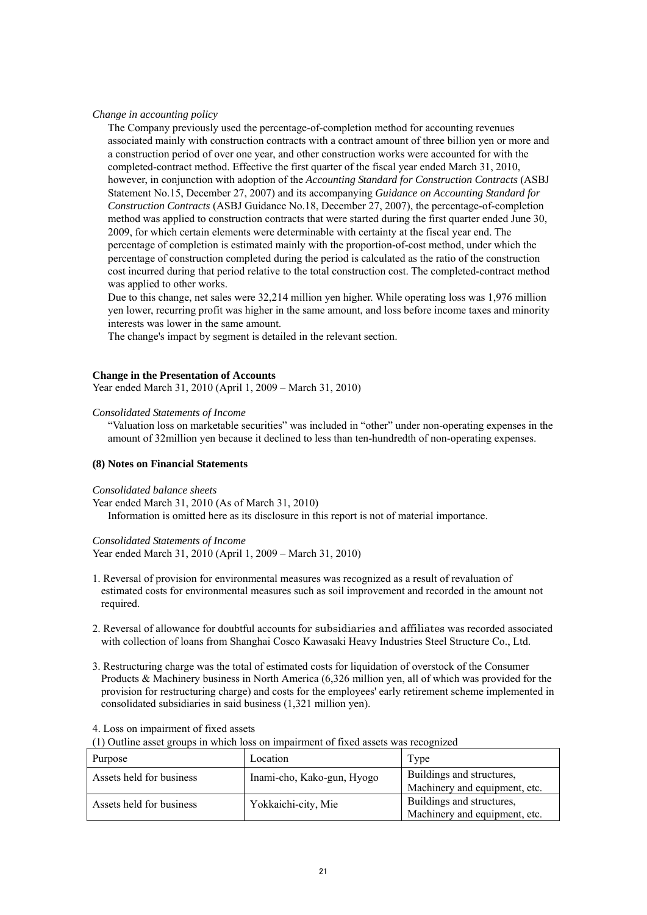*Change in accounting policy*

The Company previously used the percentage-of-completion method for accounting revenues associated mainly with construction contracts with a contract amount of three billion yen or more and a construction period of over one year, and other construction works were accounted for with the completed-contract method. Effective the first quarter of the fiscal year ended March 31, 2010, however, in conjunction with adoption of the *Accounting Standard for Construction Contracts* (ASBJ Statement No.15, December 27, 2007) and its accompanying *Guidance on Accounting Standard for Construction Contracts* (ASBJ Guidance No.18, December 27, 2007), the percentage-of-completion method was applied to construction contracts that were started during the first quarter ended June 30, 2009, for which certain elements were determinable with certainty at the fiscal year end. The percentage of completion is estimated mainly with the proportion-of-cost method, under which the percentage of construction completed during the period is calculated as the ratio of the construction cost incurred during that period relative to the total construction cost. The completed-contract method was applied to other works.

Due to this change, net sales were 32,214 million yen higher. While operating loss was 1,976 million yen lower, recurring profit was higher in the same amount, and loss before income taxes and minority interests was lower in the same amount.

The change's impact by segment is detailed in the relevant section.

**Change in the Presentation of Accounts**

Year ended March 31, 2010 (April 1, 2009 – March 31, 2010)

*Consolidated Statements of Income*

"Valuation loss on marketable securities" was included in "other" under non-operating expenses in the amount of 32million yen because it declined to less than ten-hundredth of non-operating expenses.

**(8) Notes on Financial Statements**

*Consolidated balance sheets*

Year ended March 31, 2010 (As of March 31, 2010)

Information is omitted here as its disclosure in this report is not of material importance.

*Consolidated Statements of Income*

Year ended March 31, 2010 (April 1, 2009 – March 31, 2010)

1. Reversal of provision for environmental measures was recognized as a result of revaluation of estimated costs for environmental measures such as soil improvement and recorded in the amount not required.

2. Reversal of allowance for doubtful accounts for subsidiaries and affiliates was recorded associated with collection of loans from Shanghai Cosco Kawasaki Heavy Industries Steel Structure Co., Ltd.

3. Restructuring charge was the total of estimated costs for liquidation of overstock of the Consumer Products & Machinery business in North America (6,326 million yen, all of which was provided for the provision for restructuring charge) and costs for the employees' early retirement scheme implemented in consolidated subsidiaries in said business (1,321 million yen).

4. Loss on impairment of fixed assets

(1) Outline asset groups in which loss on impairment of fixed assets was recognized

| Purpose | Location | Type |
|---|---|---|
| Assets held for business | Inami-cho, Kako-gun, Hyogo | Buildings and structures, Machinery and equipment, etc. |
| Assets held for business | Yokkaichi-city, Mie | Buildings and structures, Machinery and equipment, etc. |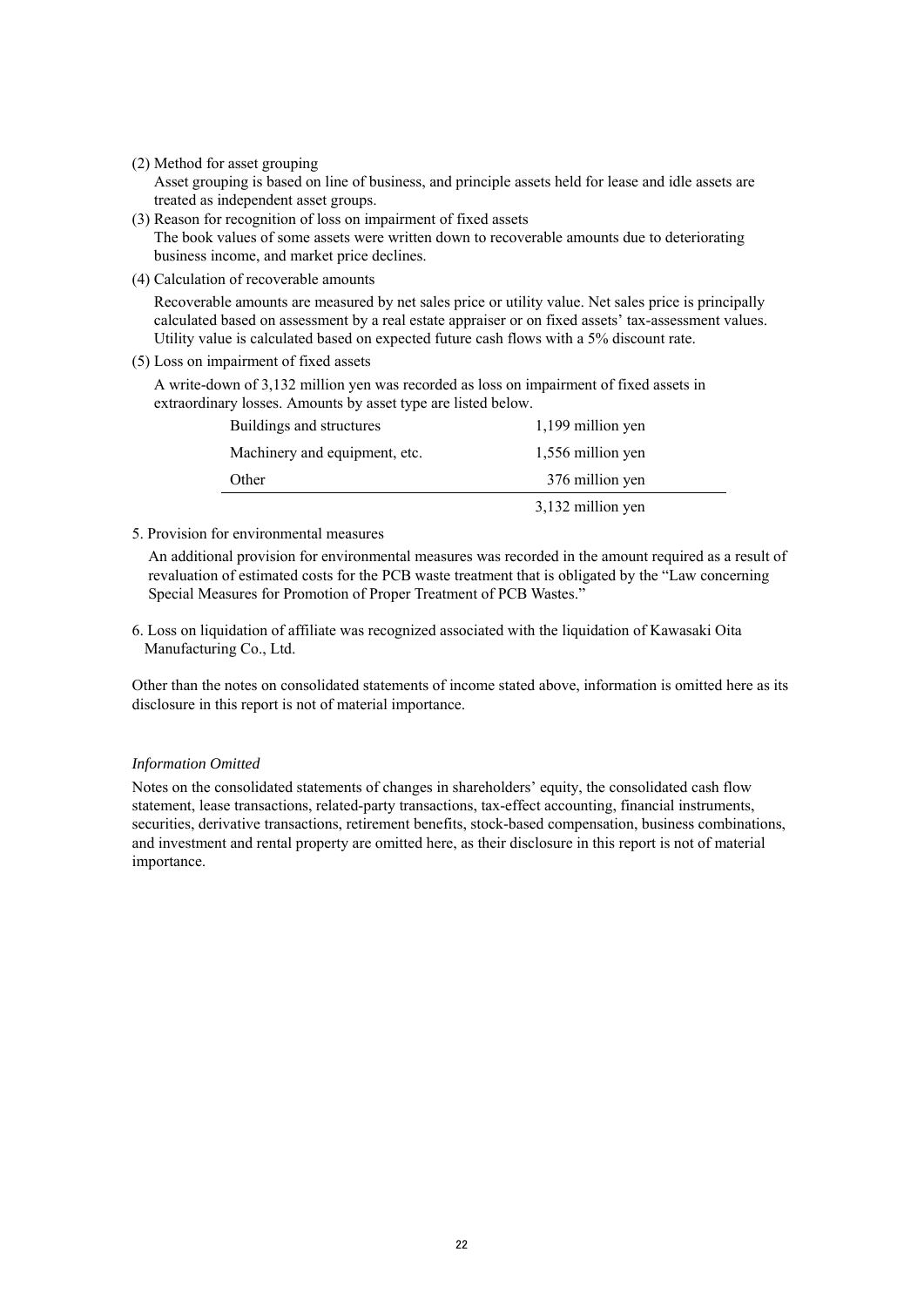(2) Method for asset grouping

Asset grouping is based on line of business, and principle assets held for lease and idle assets are treated as independent asset groups.

(3) Reason for recognition of loss on impairment of fixed assets

The book values of some assets were written down to recoverable amounts due to deteriorating business income, and market price declines.

(4) Calculation of recoverable amounts

Recoverable amounts are measured by net sales price or utility value. Net sales price is principally calculated based on assessment by a real estate appraiser or on fixed assets' tax-assessment values. Utility value is calculated based on expected future cash flows with a 5% discount rate.

(5) Loss on impairment of fixed assets

A write-down of 3,132 million yen was recorded as loss on impairment of fixed assets in extraordinary losses. Amounts by asset type are listed below.

| | |
|---|---|
| Buildings and structures | 1,199 million yen |
| Machinery and equipment, etc. | 1,556 million yen |
| Other | 376 million yen |
| | 3,132 million yen |

5. Provision for environmental measures

An additional provision for environmental measures was recorded in the amount required as a result of revaluation of estimated costs for the PCB waste treatment that is obligated by the "Law concerning Special Measures for Promotion of Proper Treatment of PCB Wastes."

6. Loss on liquidation of affiliate was recognized associated with the liquidation of Kawasaki Oita Manufacturing Co., Ltd.

Other than the notes on consolidated statements of income stated above, information is omitted here as its disclosure in this report is not of material importance.

*Information Omitted*

Notes on the consolidated statements of changes in shareholders' equity, the consolidated cash flow statement, lease transactions, related-party transactions, tax-effect accounting, financial instruments, securities, derivative transactions, retirement benefits, stock-based compensation, business combinations, and investment and rental property are omitted here, as their disclosure in this report is not of material importance.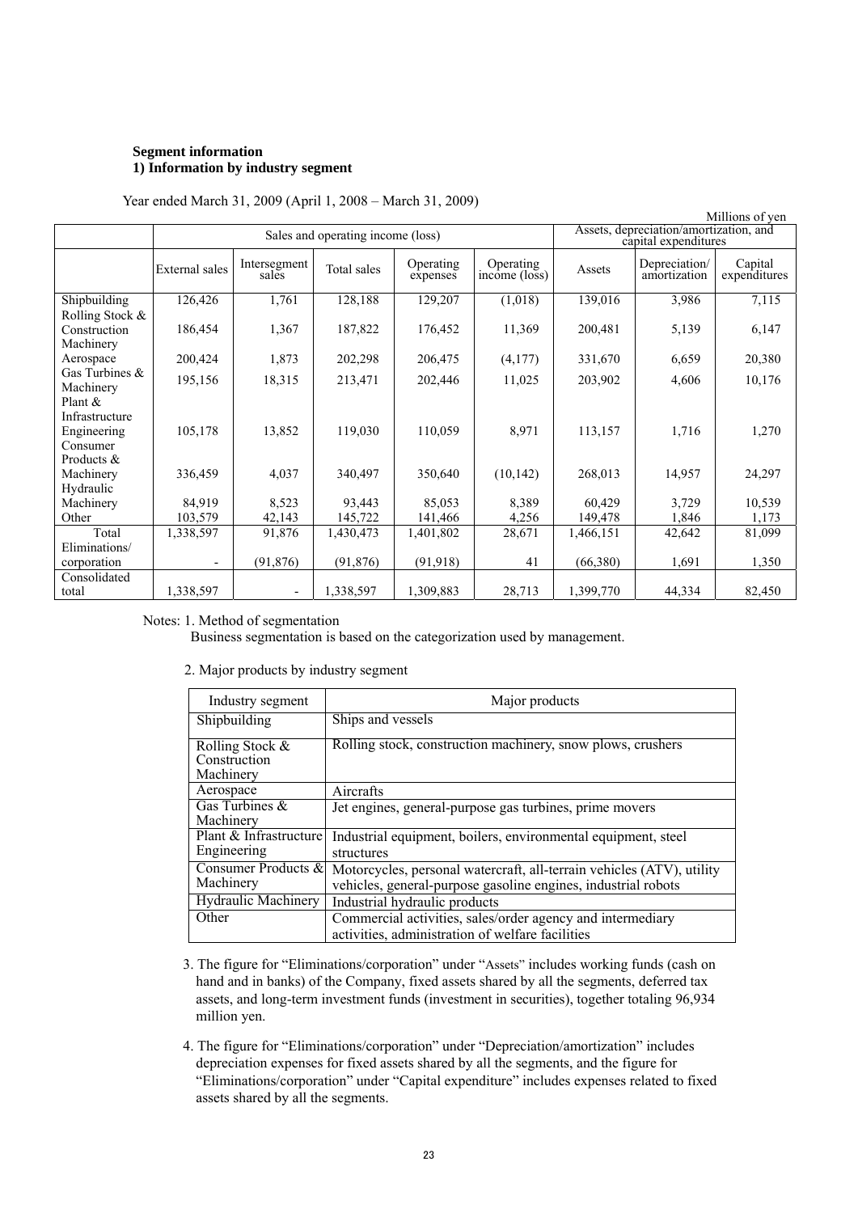**Segment information**
**1) Information by industry segment**

Year ended March 31, 2009 (April 1, 2008 – March 31, 2009)

Millions of yen

| | Sales and operating income (loss) | | | | | Assets, depreciation/amortization, and capital expenditures | | |
|---|---|---|---|---|---|---|---|---|
| | External sales | Intersegment sales | Total sales | Operating expenses | Operating income (loss) | Assets | Depreciation/ amortization | Capital expenditures |
| Shipbuilding | 126,426 | 1,761 | 128,188 | 129,207 | (1,018) | 139,016 | 3,986 | 7,115 |
| Rolling Stock & Construction Machinery | 186,454 | 1,367 | 187,822 | 176,452 | 11,369 | 200,481 | 5,139 | 6,147 |
| Aerospace | 200,424 | 1,873 | 202,298 | 206,475 | (4,177) | 331,670 | 6,659 | 20,380 |
| Gas Turbines & Machinery | 195,156 | 18,315 | 213,471 | 202,446 | 11,025 | 203,902 | 4,606 | 10,176 |
| Plant & Infrastructure Engineering | 105,178 | 13,852 | 119,030 | 110,059 | 8,971 | 113,157 | 1,716 | 1,270 |
| Consumer Products & Machinery | 336,459 | 4,037 | 340,497 | 350,640 | (10,142) | 268,013 | 14,957 | 24,297 |
| Hydraulic Machinery | 84,919 | 8,523 | 93,443 | 85,053 | 8,389 | 60,429 | 3,729 | 10,539 |
| Other | 103,579 | 42,143 | 145,722 | 141,466 | 4,256 | 149,478 | 1,846 | 1,173 |
| Total | 1,338,597 | 91,876 | 1,430,473 | 1,401,802 | 28,671 | 1,466,151 | 42,642 | 81,099 |
| Eliminations/ corporation | - | (91,876) | (91,876) | (91,918) | 41 | (66,380) | 1,691 | 1,350 |
| Consolidated total | 1,338,597 | - | 1,338,597 | 1,309,883 | 28,713 | 1,399,770 | 44,334 | 82,450 |

Notes: 1. Method of segmentation
Business segmentation is based on the categorization used by management.

2. Major products by industry segment

| Industry segment | Major products |
|---|---|
| Shipbuilding | Ships and vessels |
| Rolling Stock & Construction Machinery | Rolling stock, construction machinery, snow plows, crushers |
| Aerospace | Aircrafts |
| Gas Turbines & Machinery | Jet engines, general-purpose gas turbines, prime movers |
| Plant & Infrastructure Engineering | Industrial equipment, boilers, environmental equipment, steel structures |
| Consumer Products & Machinery | Motorcycles, personal watercraft, all-terrain vehicles (ATV), utility vehicles, general-purpose gasoline engines, industrial robots |
| Hydraulic Machinery | Industrial hydraulic products |
| Other | Commercial activities, sales/order agency and intermediary activities, administration of welfare facilities |

3. The figure for "Eliminations/corporation" under "Assets" includes working funds (cash on hand and in banks) of the Company, fixed assets shared by all the segments, deferred tax assets, and long-term investment funds (investment in securities), together totaling 96,934 million yen.

4. The figure for "Eliminations/corporation" under "Depreciation/amortization" includes depreciation expenses for fixed assets shared by all the segments, and the figure for "Eliminations/corporation" under "Capital expenditure" includes expenses related to fixed assets shared by all the segments.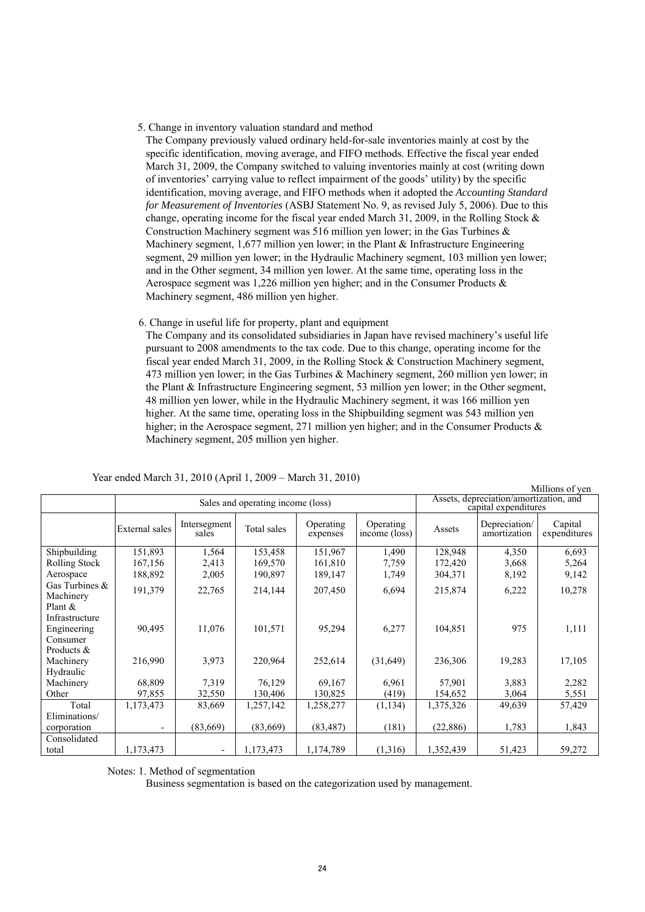5. Change in inventory valuation standard and method

The Company previously valued ordinary held-for-sale inventories mainly at cost by the specific identification, moving average, and FIFO methods. Effective the fiscal year ended March 31, 2009, the Company switched to valuing inventories mainly at cost (writing down of inventories' carrying value to reflect impairment of the goods' utility) by the specific identification, moving average, and FIFO methods when it adopted the *Accounting Standard for Measurement of Inventories* (ASBJ Statement No. 9, as revised July 5, 2006). Due to this change, operating income for the fiscal year ended March 31, 2009, in the Rolling Stock & Construction Machinery segment was 516 million yen lower; in the Gas Turbines & Machinery segment, 1,677 million yen lower; in the Plant & Infrastructure Engineering segment, 29 million yen lower; in the Hydraulic Machinery segment, 103 million yen lower; and in the Other segment, 34 million yen lower. At the same time, operating loss in the Aerospace segment was 1,226 million yen higher; and in the Consumer Products & Machinery segment, 486 million yen higher.

6. Change in useful life for property, plant and equipment

The Company and its consolidated subsidiaries in Japan have revised machinery's useful life pursuant to 2008 amendments to the tax code. Due to this change, operating income for the fiscal year ended March 31, 2009, in the Rolling Stock & Construction Machinery segment, 473 million yen lower; in the Gas Turbines & Machinery segment, 260 million yen lower; in the Plant & Infrastructure Engineering segment, 53 million yen lower; in the Other segment, 48 million yen lower, while in the Hydraulic Machinery segment, it was 166 million yen higher. At the same time, operating loss in the Shipbuilding segment was 543 million yen higher; in the Aerospace segment, 271 million yen higher; and in the Consumer Products & Machinery segment, 205 million yen higher.

Year ended March 31, 2010 (April 1, 2009 – March 31, 2010)

Millions of yen

| | Sales and operating income (loss) | | | | | Assets, depreciation/amortization, and capital expenditures | | |
|---|---|---|---|---|---|---|---|---|
| | External sales | Intersegment sales | Total sales | Operating expenses | Operating income (loss) | Assets | Depreciation/ amortization | Capital expenditures |
| Shipbuilding | 151,893 | 1,564 | 153,458 | 151,967 | 1,490 | 128,948 | 4,350 | 6,693 |
| Rolling Stock | 167,156 | 2,413 | 169,570 | 161,810 | 7,759 | 172,420 | 3,668 | 5,264 |
| Aerospace | 188,892 | 2,005 | 190,897 | 189,147 | 1,749 | 304,371 | 8,192 | 9,142 |
| Gas Turbines & Machinery | 191,379 | 22,765 | 214,144 | 207,450 | 6,694 | 215,874 | 6,222 | 10,278 |
| Plant & Infrastructure Engineering | 90,495 | 11,076 | 101,571 | 95,294 | 6,277 | 104,851 | 975 | 1,111 |
| Consumer Products & Machinery | 216,990 | 3,973 | 220,964 | 252,614 | (31,649) | 236,306 | 19,283 | 17,105 |
| Hydraulic Machinery | 68,809 | 7,319 | 76,129 | 69,167 | 6,961 | 57,901 | 3,883 | 2,282 |
| Other | 97,855 | 32,550 | 130,406 | 130,825 | (419) | 154,652 | 3,064 | 5,551 |
| Total | 1,173,473 | 83,669 | 1,257,142 | 1,258,277 | (1,134) | 1,375,326 | 49,639 | 57,429 |
| Eliminations/ corporation | - | (83,669) | (83,669) | (83,487) | (181) | (22,886) | 1,783 | 1,843 |
| Consolidated total | 1,173,473 | - | 1,173,473 | 1,174,789 | (1,316) | 1,352,439 | 51,423 | 59,272 |

Notes: 1. Method of segmentation

Business segmentation is based on the categorization used by management.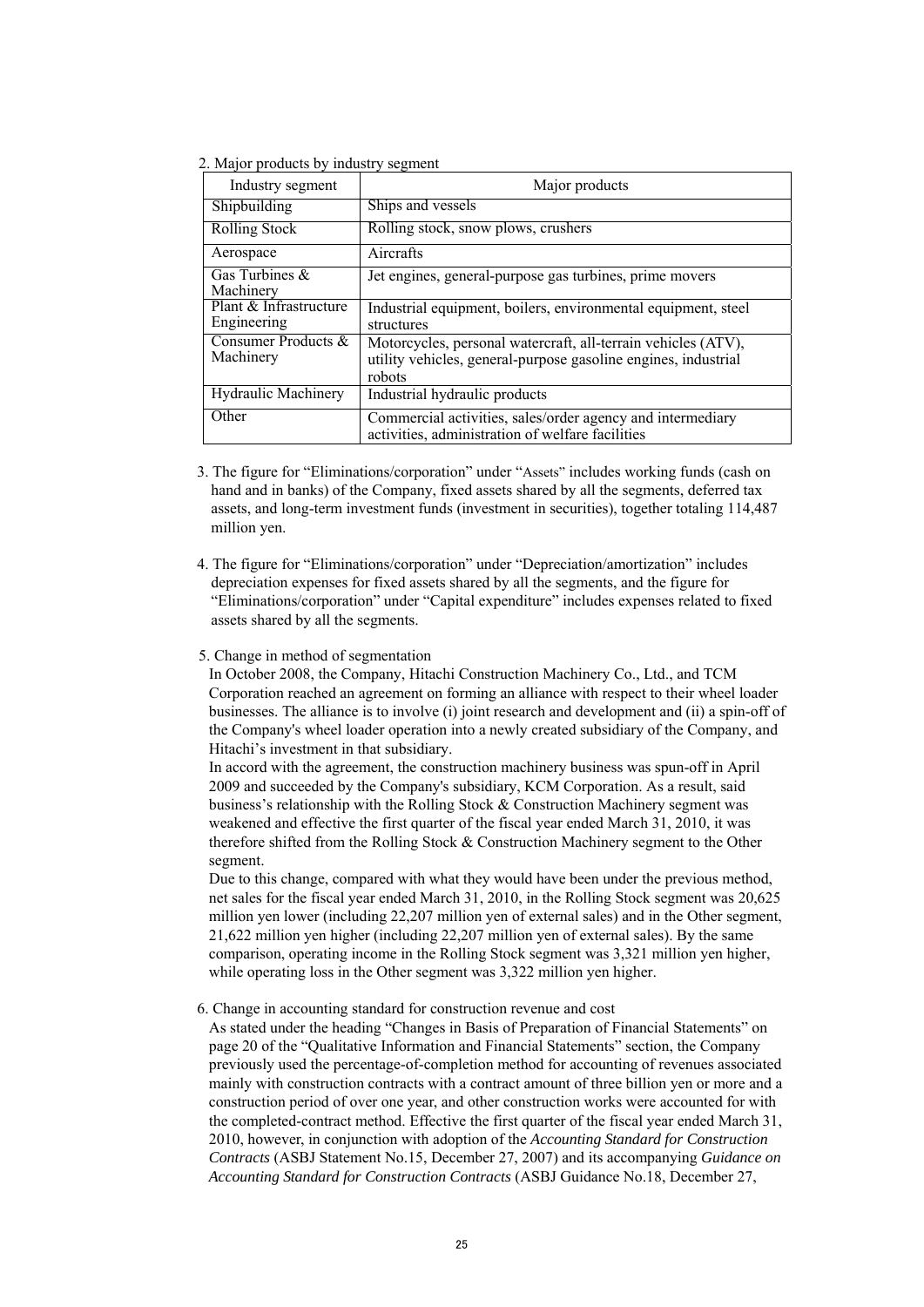2. Major products by industry segment

| Industry segment | Major products |
|---|---|
| Shipbuilding | Ships and vessels |
| Rolling Stock | Rolling stock, snow plows, crushers |
| Aerospace | Aircrafts |
| Gas Turbines & Machinery | Jet engines, general-purpose gas turbines, prime movers |
| Plant & Infrastructure Engineering | Industrial equipment, boilers, environmental equipment, steel structures |
| Consumer Products & Machinery | Motorcycles, personal watercraft, all-terrain vehicles (ATV), utility vehicles, general-purpose gasoline engines, industrial robots |
| Hydraulic Machinery | Industrial hydraulic products |
| Other | Commercial activities, sales/order agency and intermediary activities, administration of welfare facilities |

3. The figure for "Eliminations/corporation" under "Assets" includes working funds (cash on hand and in banks) of the Company, fixed assets shared by all the segments, deferred tax assets, and long-term investment funds (investment in securities), together totaling 114,487 million yen.

4. The figure for "Eliminations/corporation" under "Depreciation/amortization" includes depreciation expenses for fixed assets shared by all the segments, and the figure for "Eliminations/corporation" under "Capital expenditure" includes expenses related to fixed assets shared by all the segments.

5. Change in method of segmentation

In October 2008, the Company, Hitachi Construction Machinery Co., Ltd., and TCM Corporation reached an agreement on forming an alliance with respect to their wheel loader businesses. The alliance is to involve (i) joint research and development and (ii) a spin-off of the Company's wheel loader operation into a newly created subsidiary of the Company, and Hitachi's investment in that subsidiary.

In accord with the agreement, the construction machinery business was spun-off in April 2009 and succeeded by the Company's subsidiary, KCM Corporation. As a result, said business's relationship with the Rolling Stock & Construction Machinery segment was weakened and effective the first quarter of the fiscal year ended March 31, 2010, it was therefore shifted from the Rolling Stock & Construction Machinery segment to the Other segment.

Due to this change, compared with what they would have been under the previous method, net sales for the fiscal year ended March 31, 2010, in the Rolling Stock segment was 20,625 million yen lower (including 22,207 million yen of external sales) and in the Other segment, 21,622 million yen higher (including 22,207 million yen of external sales). By the same comparison, operating income in the Rolling Stock segment was 3,321 million yen higher, while operating loss in the Other segment was 3,322 million yen higher.

6. Change in accounting standard for construction revenue and cost

As stated under the heading "Changes in Basis of Preparation of Financial Statements" on page 20 of the "Qualitative Information and Financial Statements" section, the Company previously used the percentage-of-completion method for accounting of revenues associated mainly with construction contracts with a contract amount of three billion yen or more and a construction period of over one year, and other construction works were accounted for with the completed-contract method. Effective the first quarter of the fiscal year ended March 31, 2010, however, in conjunction with adoption of the *Accounting Standard for Construction Contracts* (ASBJ Statement No.15, December 27, 2007) and its accompanying *Guidance on Accounting Standard for Construction Contracts* (ASBJ Guidance No.18, December 27,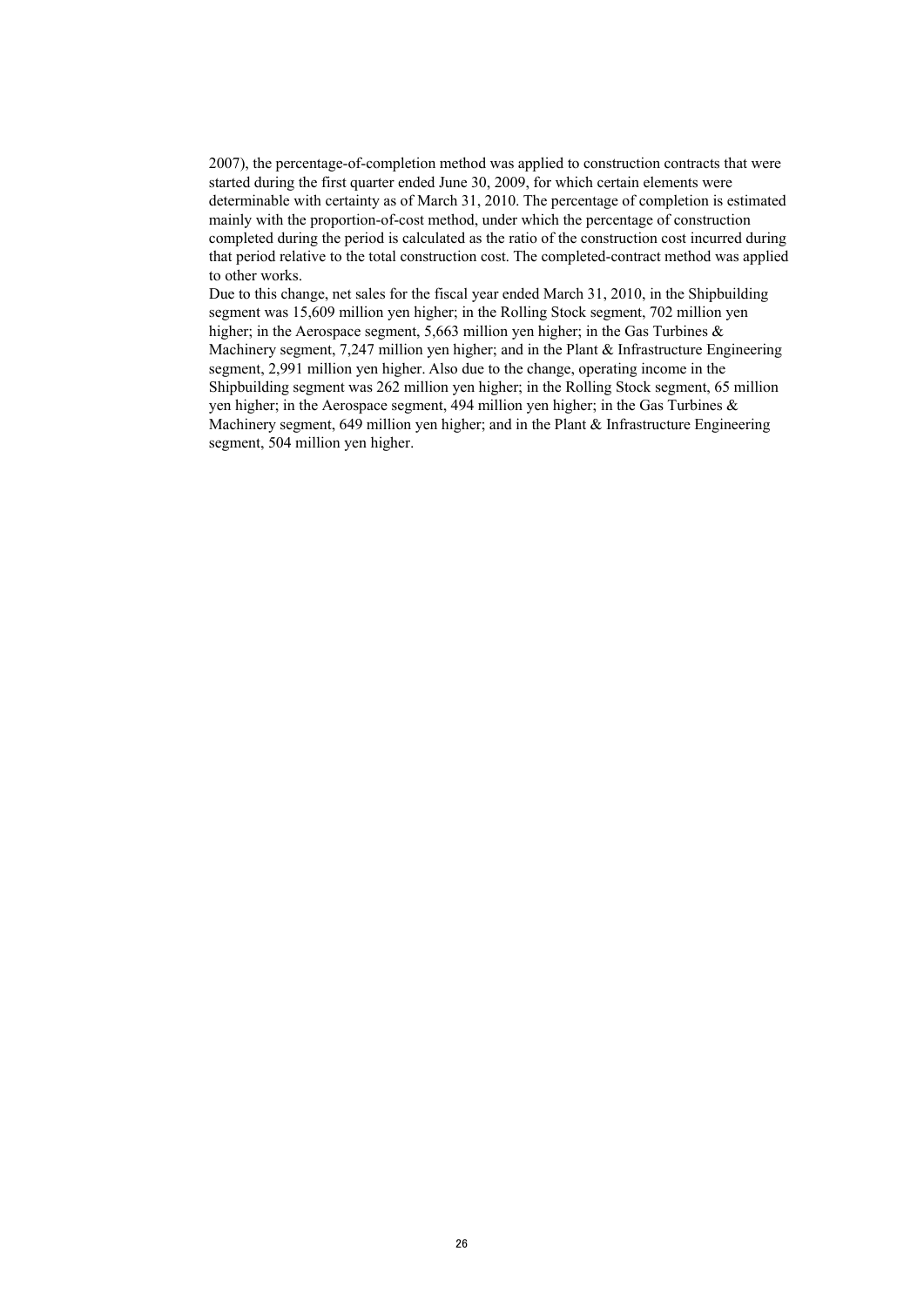2007), the percentage-of-completion method was applied to construction contracts that were started during the first quarter ended June 30, 2009, for which certain elements were determinable with certainty as of March 31, 2010. The percentage of completion is estimated mainly with the proportion-of-cost method, under which the percentage of construction completed during the period is calculated as the ratio of the construction cost incurred during that period relative to the total construction cost. The completed-contract method was applied to other works.

Due to this change, net sales for the fiscal year ended March 31, 2010, in the Shipbuilding segment was 15,609 million yen higher; in the Rolling Stock segment, 702 million yen higher; in the Aerospace segment, 5,663 million yen higher; in the Gas Turbines & Machinery segment, 7,247 million yen higher; and in the Plant & Infrastructure Engineering segment, 2,991 million yen higher. Also due to the change, operating income in the Shipbuilding segment was 262 million yen higher; in the Rolling Stock segment, 65 million yen higher; in the Aerospace segment, 494 million yen higher; in the Gas Turbines & Machinery segment, 649 million yen higher; and in the Plant & Infrastructure Engineering segment, 504 million yen higher.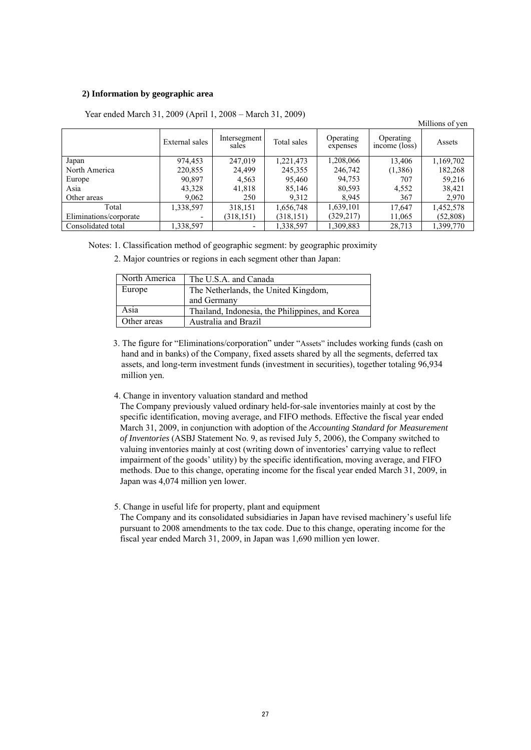**2) Information by geographic area**

Year ended March 31, 2009 (April 1, 2008 – March 31, 2009)

Millions of yen

| | External sales | Intersegment sales | Total sales | Operating expenses | Operating income (loss) | Assets |
|---|---|---|---|---|---|---|
| Japan | 974,453 | 247,019 | 1,221,473 | 1,208,066 | 13,406 | 1,169,702 |
| North America | 220,855 | 24,499 | 245,355 | 246,742 | (1,386) | 182,268 |
| Europe | 90,897 | 4,563 | 95,460 | 94,753 | 707 | 59,216 |
| Asia | 43,328 | 41,818 | 85,146 | 80,593 | 4,552 | 38,421 |
| Other areas | 9,062 | 250 | 9,312 | 8,945 | 367 | 2,970 |
| Total | 1,338,597 | 318,151 | 1,656,748 | 1,639,101 | 17,647 | 1,452,578 |
| Eliminations/corporate | - | (318,151) | (318,151) | (329,217) | 11,065 | (52,808) |
| Consolidated total | 1,338,597 | - | 1,338,597 | 1,309,883 | 28,713 | 1,399,770 |

Notes: 1. Classification method of geographic segment: by geographic proximity

2. Major countries or regions in each segment other than Japan:

| | |
|---|---|
| North America | The U.S.A. and Canada |
| Europe | The Netherlands, the United Kingdom, and Germany |
| Asia | Thailand, Indonesia, the Philippines, and Korea |
| Other areas | Australia and Brazil |

3. The figure for "Eliminations/corporation" under "Assets" includes working funds (cash on hand and in banks) of the Company, fixed assets shared by all the segments, deferred tax assets, and long-term investment funds (investment in securities), together totaling 96,934 million yen.

4. Change in inventory valuation standard and method

The Company previously valued ordinary held-for-sale inventories mainly at cost by the specific identification, moving average, and FIFO methods. Effective the fiscal year ended March 31, 2009, in conjunction with adoption of the *Accounting Standard for Measurement of Inventories* (ASBJ Statement No. 9, as revised July 5, 2006), the Company switched to valuing inventories mainly at cost (writing down of inventories' carrying value to reflect impairment of the goods' utility) by the specific identification, moving average, and FIFO methods. Due to this change, operating income for the fiscal year ended March 31, 2009, in Japan was 4,074 million yen lower.

5. Change in useful life for property, plant and equipment

The Company and its consolidated subsidiaries in Japan have revised machinery's useful life pursuant to 2008 amendments to the tax code. Due to this change, operating income for the fiscal year ended March 31, 2009, in Japan was 1,690 million yen lower.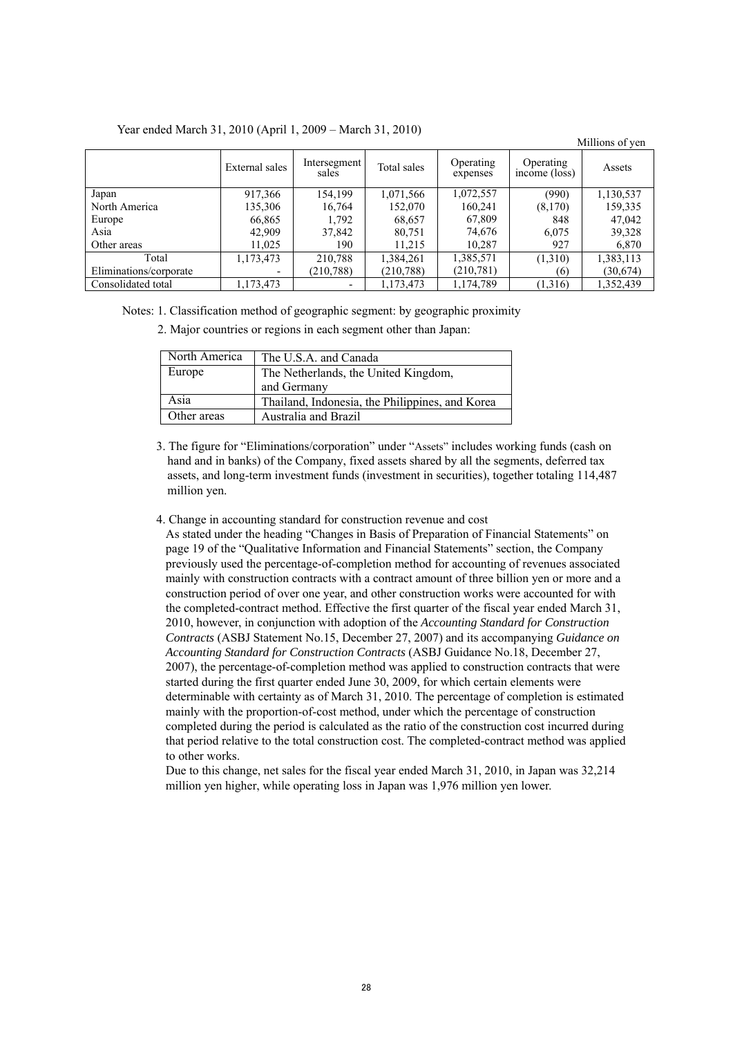Year ended March 31, 2010 (April 1, 2009 – March 31, 2010)

Millions of yen

| | External sales | Intersegment sales | Total sales | Operating expenses | Operating income (loss) | Assets |
|---|---|---|---|---|---|---|
| Japan | 917,366 | 154,199 | 1,071,566 | 1,072,557 | (990) | 1,130,537 |
| North America | 135,306 | 16,764 | 152,070 | 160,241 | (8,170) | 159,335 |
| Europe | 66,865 | 1,792 | 68,657 | 67,809 | 848 | 47,042 |
| Asia | 42,909 | 37,842 | 80,751 | 74,676 | 6,075 | 39,328 |
| Other areas | 11,025 | 190 | 11,215 | 10,287 | 927 | 6,870 |
| Total | 1,173,473 | 210,788 | 1,384,261 | 1,385,571 | (1,310) | 1,383,113 |
| Eliminations/corporate | - | (210,788) | (210,788) | (210,781) | (6) | (30,674) |
| Consolidated total | 1,173,473 | - | 1,173,473 | 1,174,789 | (1,316) | 1,352,439 |

Notes: 1. Classification method of geographic segment: by geographic proximity

2. Major countries or regions in each segment other than Japan:

| | |
|---|---|
| North America | The U.S.A. and Canada |
| Europe | The Netherlands, the United Kingdom, and Germany |
| Asia | Thailand, Indonesia, the Philippines, and Korea |
| Other areas | Australia and Brazil |

3. The figure for "Eliminations/corporation" under "Assets" includes working funds (cash on hand and in banks) of the Company, fixed assets shared by all the segments, deferred tax assets, and long-term investment funds (investment in securities), together totaling 114,487 million yen.

4. Change in accounting standard for construction revenue and cost

As stated under the heading "Changes in Basis of Preparation of Financial Statements" on page 19 of the "Qualitative Information and Financial Statements" section, the Company previously used the percentage-of-completion method for accounting of revenues associated mainly with construction contracts with a contract amount of three billion yen or more and a construction period of over one year, and other construction works were accounted for with the completed-contract method. Effective the first quarter of the fiscal year ended March 31, 2010, however, in conjunction with adoption of the *Accounting Standard for Construction Contracts* (ASBJ Statement No.15, December 27, 2007) and its accompanying *Guidance on Accounting Standard for Construction Contracts* (ASBJ Guidance No.18, December 27, 2007), the percentage-of-completion method was applied to construction contracts that were started during the first quarter ended June 30, 2009, for which certain elements were determinable with certainty as of March 31, 2010. The percentage of completion is estimated mainly with the proportion-of-cost method, under which the percentage of construction completed during the period is calculated as the ratio of the construction cost incurred during that period relative to the total construction cost. The completed-contract method was applied to other works.

Due to this change, net sales for the fiscal year ended March 31, 2010, in Japan was 32,214 million yen higher, while operating loss in Japan was 1,976 million yen lower.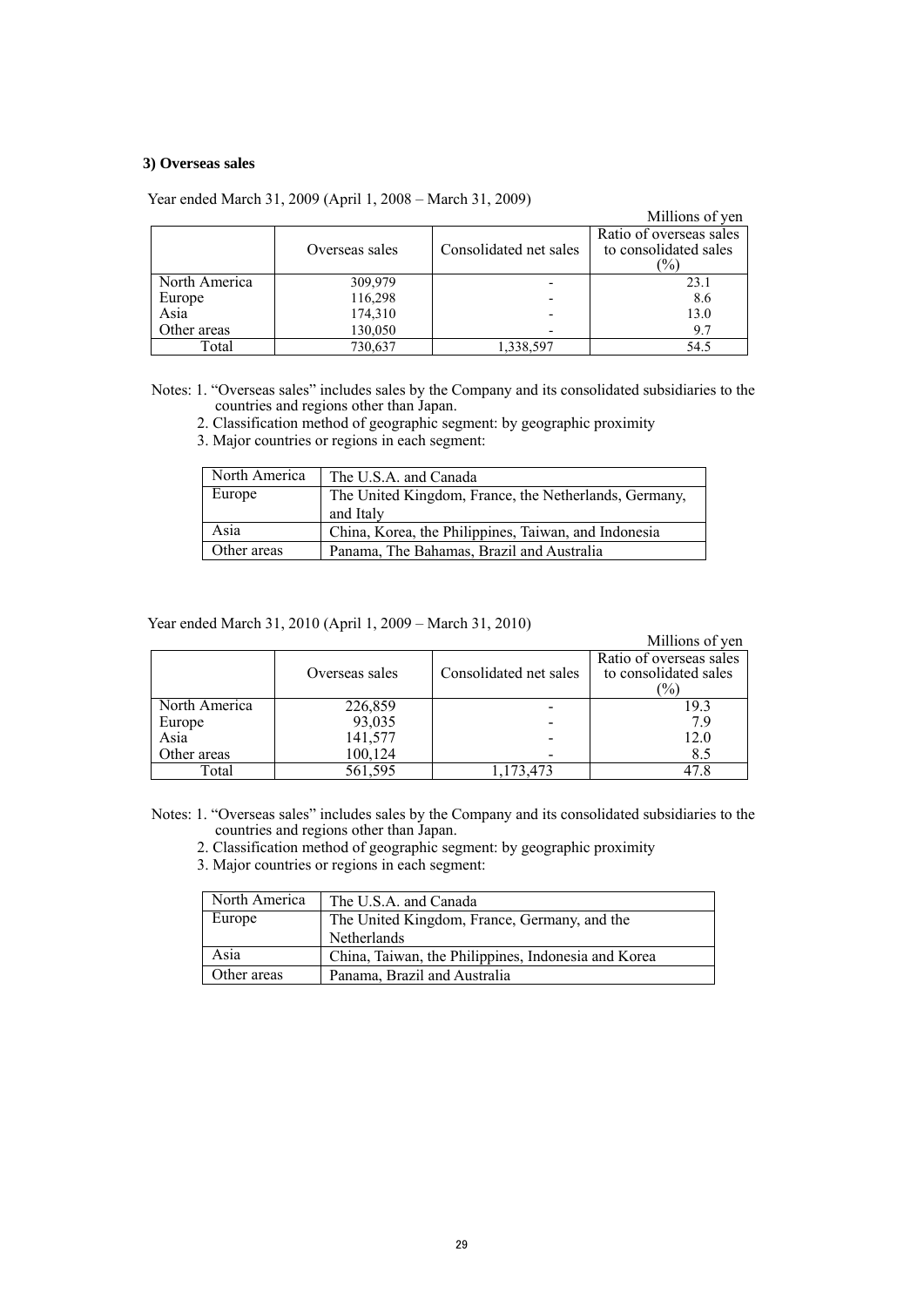### 3) Overseas sales

Year ended March 31, 2009 (April 1, 2008 – March 31, 2009)

Millions of yen

| | Overseas sales | Consolidated net sales | Ratio of overseas sales to consolidated sales (%) |
|---|---|---|---|
| North America | 309,979 | - | 23.1 |
| Europe | 116,298 | - | 8.6 |
| Asia | 174,310 | - | 13.0 |
| Other areas | 130,050 | - | 9.7 |
| Total | 730,637 | 1,338,597 | 54.5 |

Notes: 1. "Overseas sales" includes sales by the Company and its consolidated subsidiaries to the countries and regions other than Japan.

2. Classification method of geographic segment: by geographic proximity

3. Major countries or regions in each segment:

| North America | The U.S.A. and Canada |
|---|---|
| Europe | The United Kingdom, France, the Netherlands, Germany, and Italy |
| Asia | China, Korea, the Philippines, Taiwan, and Indonesia |
| Other areas | Panama, The Bahamas, Brazil and Australia |

Year ended March 31, 2010 (April 1, 2009 – March 31, 2010)

Millions of yen

| | Overseas sales | Consolidated net sales | Ratio of overseas sales to consolidated sales (%) |
|---|---|---|---|
| North America | 226,859 | - | 19.3 |
| Europe | 93,035 | - | 7.9 |
| Asia | 141,577 | - | 12.0 |
| Other areas | 100,124 | - | 8.5 |
| Total | 561,595 | 1,173,473 | 47.8 |

Notes: 1. "Overseas sales" includes sales by the Company and its consolidated subsidiaries to the countries and regions other than Japan.

2. Classification method of geographic segment: by geographic proximity

3. Major countries or regions in each segment:

| North America | The U.S.A. and Canada |
|---|---|
| Europe | The United Kingdom, France, Germany, and the Netherlands |
| Asia | China, Taiwan, the Philippines, Indonesia and Korea |
| Other areas | Panama, Brazil and Australia |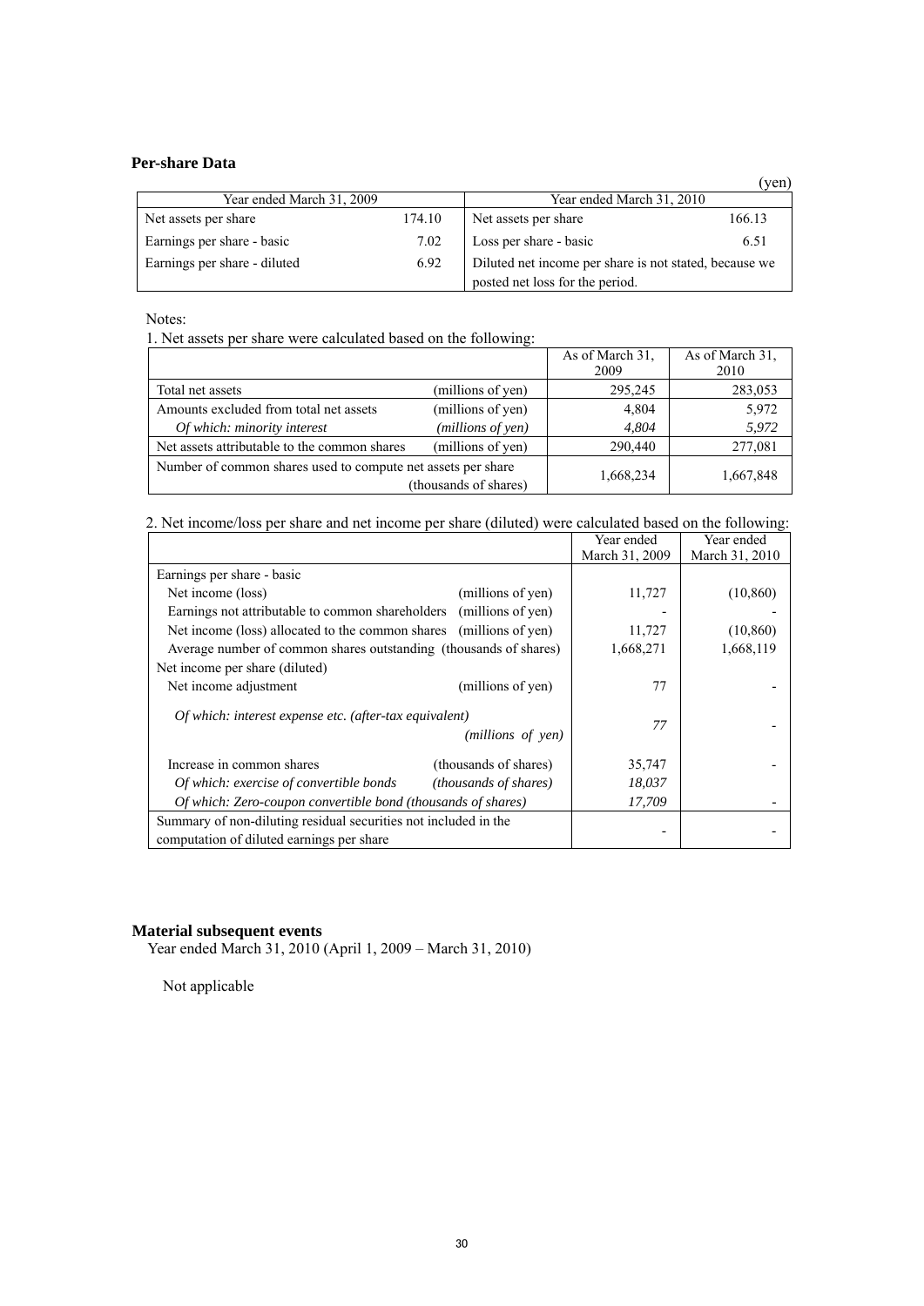### Per-share Data

(yen)

| Year ended March 31, 2009 | | Year ended March 31, 2010 | |
|---|---|---|---|
| Net assets per share | 174.10 | Net assets per share | 166.13 |
| Earnings per share - basic | 7.02 | Loss per share - basic | 6.51 |
| Earnings per share - diluted | 6.92 | Diluted net income per share is not stated, because we posted net loss for the period. | |

Notes:

1. Net assets per share were calculated based on the following:

| | | As of March 31, 2009 | As of March 31, 2010 |
|---|---|---|---|
| Total net assets | (millions of yen) | 295,245 | 283,053 |
| Amounts excluded from total net assets | (millions of yen) | 4,804 | 5,972 |
| *Of which: minority interest* | *(millions of yen)* | *4,804* | *5,972* |
| Net assets attributable to the common shares | (millions of yen) | 290,440 | 277,081 |
| Number of common shares used to compute net assets per share | (thousands of shares) | 1,668,234 | 1,667,848 |

2. Net income/loss per share and net income per share (diluted) were calculated based on the following:

| | | Year ended March 31, 2009 | Year ended March 31, 2010 |
|---|---|---|---|
| Earnings per share - basic | | | |
| Net income (loss) | (millions of yen) | 11,727 | (10,860) |
| Earnings not attributable to common shareholders | (millions of yen) | - | - |
| Net income (loss) allocated to the common shares | (millions of yen) | 11,727 | (10,860) |
| Average number of common shares outstanding | (thousands of shares) | 1,668,271 | 1,668,119 |
| Net income per share (diluted) | | | |
| Net income adjustment | (millions of yen) | 77 | - |
| *Of which: interest expense etc. (after-tax equivalent)* | *(millions of yen)* | *77* | - |
| Increase in common shares | (thousands of shares) | 35,747 | - |
| *Of which: exercise of convertible bonds* | *(thousands of shares)* | *18,037* | |
| *Of which: Zero-coupon convertible bond* | *(thousands of shares)* | *17,709* | - |
| Summary of non-diluting residual securities not included in the computation of diluted earnings per share | | - | - |

### Material subsequent events

Year ended March 31, 2010 (April 1, 2009 – March 31, 2010)

Not applicable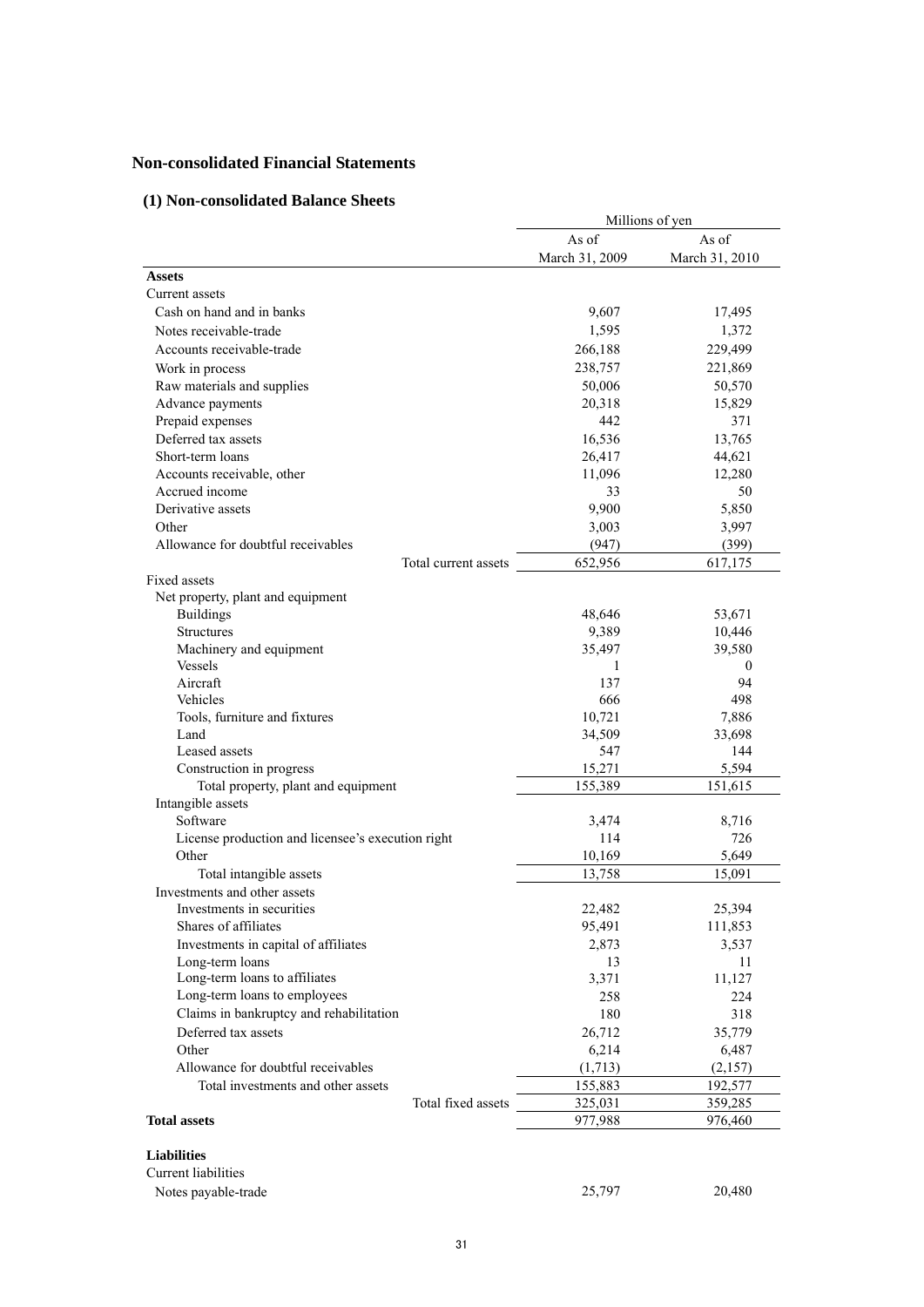## Non-consolidated Financial Statements

### (1) Non-consolidated Balance Sheets

| | Millions of yen | |
|---|---|---|
| | As of March 31, 2009 | As of March 31, 2010 |
| **Assets** | | |
| Current assets | | |
| Cash on hand and in banks | 9,607 | 17,495 |
| Notes receivable-trade | 1,595 | 1,372 |
| Accounts receivable-trade | 266,188 | 229,499 |
| Work in process | 238,757 | 221,869 |
| Raw materials and supplies | 50,006 | 50,570 |
| Advance payments | 20,318 | 15,829 |
| Prepaid expenses | 442 | 371 |
| Deferred tax assets | 16,536 | 13,765 |
| Short-term loans | 26,417 | 44,621 |
| Accounts receivable, other | 11,096 | 12,280 |
| Accrued income | 33 | 50 |
| Derivative assets | 9,900 | 5,850 |
| Other | 3,003 | 3,997 |
| Allowance for doubtful receivables | (947) | (399) |
| Total current assets | 652,956 | 617,175 |
| Fixed assets | | |
| Net property, plant and equipment | | |
| Buildings | 48,646 | 53,671 |
| Structures | 9,389 | 10,446 |
| Machinery and equipment | 35,497 | 39,580 |
| Vessels | 1 | 0 |
| Aircraft | 137 | 94 |
| Vehicles | 666 | 498 |
| Tools, furniture and fixtures | 10,721 | 7,886 |
| Land | 34,509 | 33,698 |
| Leased assets | 547 | 144 |
| Construction in progress | 15,271 | 5,594 |
| Total property, plant and equipment | 155,389 | 151,615 |
| Intangible assets | | |
| Software | 3,474 | 8,716 |
| License production and licensee's execution right | 114 | 726 |
| Other | 10,169 | 5,649 |
| Total intangible assets | 13,758 | 15,091 |
| Investments and other assets | | |
| Investments in securities | 22,482 | 25,394 |
| Shares of affiliates | 95,491 | 111,853 |
| Investments in capital of affiliates | 2,873 | 3,537 |
| Long-term loans | 13 | 11 |
| Long-term loans to affiliates | 3,371 | 11,127 |
| Long-term loans to employees | 258 | 224 |
| Claims in bankruptcy and rehabilitation | 180 | 318 |
| Deferred tax assets | 26,712 | 35,779 |
| Other | 6,214 | 6,487 |
| Allowance for doubtful receivables | (1,713) | (2,157) |
| Total investments and other assets | 155,883 | 192,577 |
| Total fixed assets | 325,031 | 359,285 |
| **Total assets** | 977,988 | 976,460 |
| | | |
| **Liabilities** | | |
| Current liabilities | | |
| Notes payable-trade | 25,797 | 20,480 |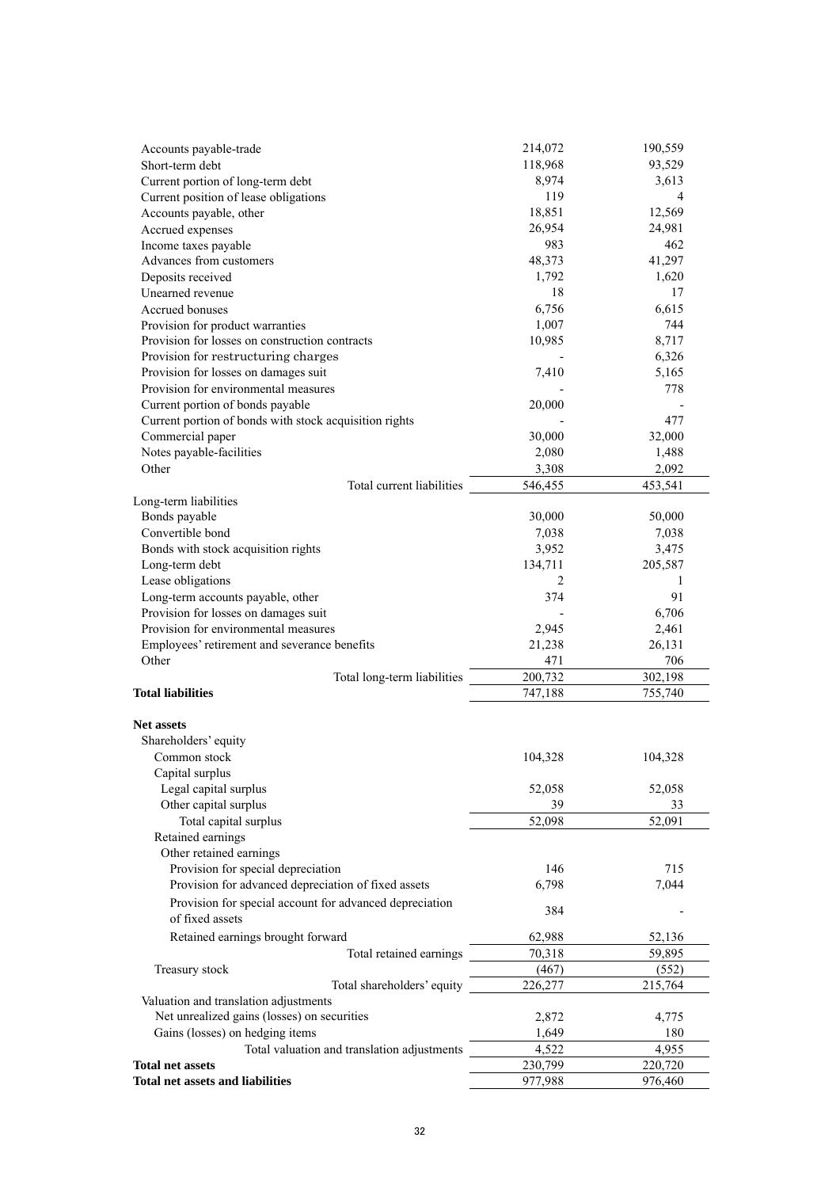| | | |
|---|---|---|
| Accounts payable-trade | 214,072 | 190,559 |
| Short-term debt | 118,968 | 93,529 |
| Current portion of long-term debt | 8,974 | 3,613 |
| Current position of lease obligations | 119 | 4 |
| Accounts payable, other | 18,851 | 12,569 |
| Accrued expenses | 26,954 | 24,981 |
| Income taxes payable | 983 | 462 |
| Advances from customers | 48,373 | 41,297 |
| Deposits received | 1,792 | 1,620 |
| Unearned revenue | 18 | 17 |
| Accrued bonuses | 6,756 | 6,615 |
| Provision for product warranties | 1,007 | 744 |
| Provision for losses on construction contracts | 10,985 | 8,717 |
| Provision for restructuring charges | - | 6,326 |
| Provision for losses on damages suit | 7,410 | 5,165 |
| Provision for environmental measures | - | 778 |
| Current portion of bonds payable | 20,000 | - |
| Current portion of bonds with stock acquisition rights | - | 477 |
| Commercial paper | 30,000 | 32,000 |
| Notes payable-facilities | 2,080 | 1,488 |
| Other | 3,308 | 2,092 |
| Total current liabilities | 546,455 | 453,541 |
| Long-term liabilities | | |
| Bonds payable | 30,000 | 50,000 |
| Convertible bond | 7,038 | 7,038 |
| Bonds with stock acquisition rights | 3,952 | 3,475 |
| Long-term debt | 134,711 | 205,587 |
| Lease obligations | 2 | 1 |
| Long-term accounts payable, other | 374 | 91 |
| Provision for losses on damages suit | - | 6,706 |
| Provision for environmental measures | 2,945 | 2,461 |
| Employees' retirement and severance benefits | 21,238 | 26,131 |
| Other | 471 | 706 |
| Total long-term liabilities | 200,732 | 302,198 |
| **Total liabilities** | 747,188 | 755,740 |
| | | |
| **Net assets** | | |
| Shareholders' equity | | |
| Common stock | 104,328 | 104,328 |
| Capital surplus | | |
| Legal capital surplus | 52,058 | 52,058 |
| Other capital surplus | 39 | 33 |
| Total capital surplus | 52,098 | 52,091 |
| Retained earnings | | |
| Other retained earnings | | |
| Provision for special depreciation | 146 | 715 |
| Provision for advanced depreciation of fixed assets | 6,798 | 7,044 |
| Provision for special account for advanced depreciation of fixed assets | 384 | - |
| Retained earnings brought forward | 62,988 | 52,136 |
| Total retained earnings | 70,318 | 59,895 |
| Treasury stock | (467) | (552) |
| Total shareholders' equity | 226,277 | 215,764 |
| Valuation and translation adjustments | | |
| Net unrealized gains (losses) on securities | 2,872 | 4,775 |
| Gains (losses) on hedging items | 1,649 | 180 |
| Total valuation and translation adjustments | 4,522 | 4,955 |
| **Total net assets** | 230,799 | 220,720 |
| **Total net assets and liabilities** | 977,988 | 976,460 |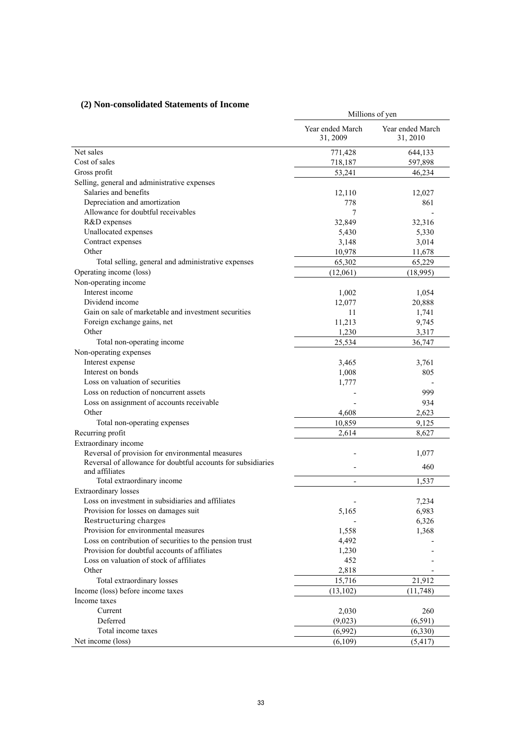## (2) Non-consolidated Statements of Income

| | Millions of yen | |
|---|---|---|
| | Year ended March 31, 2009 | Year ended March 31, 2010 |
| Net sales | 771,428 | 644,133 |
| Cost of sales | 718,187 | 597,898 |
| Gross profit | 53,241 | 46,234 |
| Selling, general and administrative expenses | | |
| Salaries and benefits | 12,110 | 12,027 |
| Depreciation and amortization | 778 | 861 |
| Allowance for doubtful receivables | 7 | - |
| R&D expenses | 32,849 | 32,316 |
| Unallocated expenses | 5,430 | 5,330 |
| Contract expenses | 3,148 | 3,014 |
| Other | 10,978 | 11,678 |
| Total selling, general and administrative expenses | 65,302 | 65,229 |
| Operating income (loss) | (12,061) | (18,995) |
| Non-operating income | | |
| Interest income | 1,002 | 1,054 |
| Dividend income | 12,077 | 20,888 |
| Gain on sale of marketable and investment securities | 11 | 1,741 |
| Foreign exchange gains, net | 11,213 | 9,745 |
| Other | 1,230 | 3,317 |
| Total non-operating income | 25,534 | 36,747 |
| Non-operating expenses | | |
| Interest expense | 3,465 | 3,761 |
| Interest on bonds | 1,008 | 805 |
| Loss on valuation of securities | 1,777 | - |
| Loss on reduction of noncurrent assets | - | 999 |
| Loss on assignment of accounts receivable | - | 934 |
| Other | 4,608 | 2,623 |
| Total non-operating expenses | 10,859 | 9,125 |
| Recurring profit | 2,614 | 8,627 |
| Extraordinary income | | |
| Reversal of provision for environmental measures | - | 1,077 |
| Reversal of allowance for doubtful accounts for subsidiaries and affiliates | - | 460 |
| Total extraordinary income | - | 1,537 |
| Extraordinary losses | | |
| Loss on investment in subsidiaries and affiliates | - | 7,234 |
| Provision for losses on damages suit | 5,165 | 6,983 |
| Restructuring charges | - | 6,326 |
| Provision for environmental measures | 1,558 | 1,368 |
| Loss on contribution of securities to the pension trust | 4,492 | - |
| Provision for doubtful accounts of affiliates | 1,230 | - |
| Loss on valuation of stock of affiliates | 452 | - |
| Other | 2,818 | - |
| Total extraordinary losses | 15,716 | 21,912 |
| Income (loss) before income taxes | (13,102) | (11,748) |
| Income taxes | | |
| Current | 2,030 | 260 |
| Deferred | (9,023) | (6,591) |
| Total income taxes | (6,992) | (6,330) |
| Net income (loss) | (6,109) | (5,417) |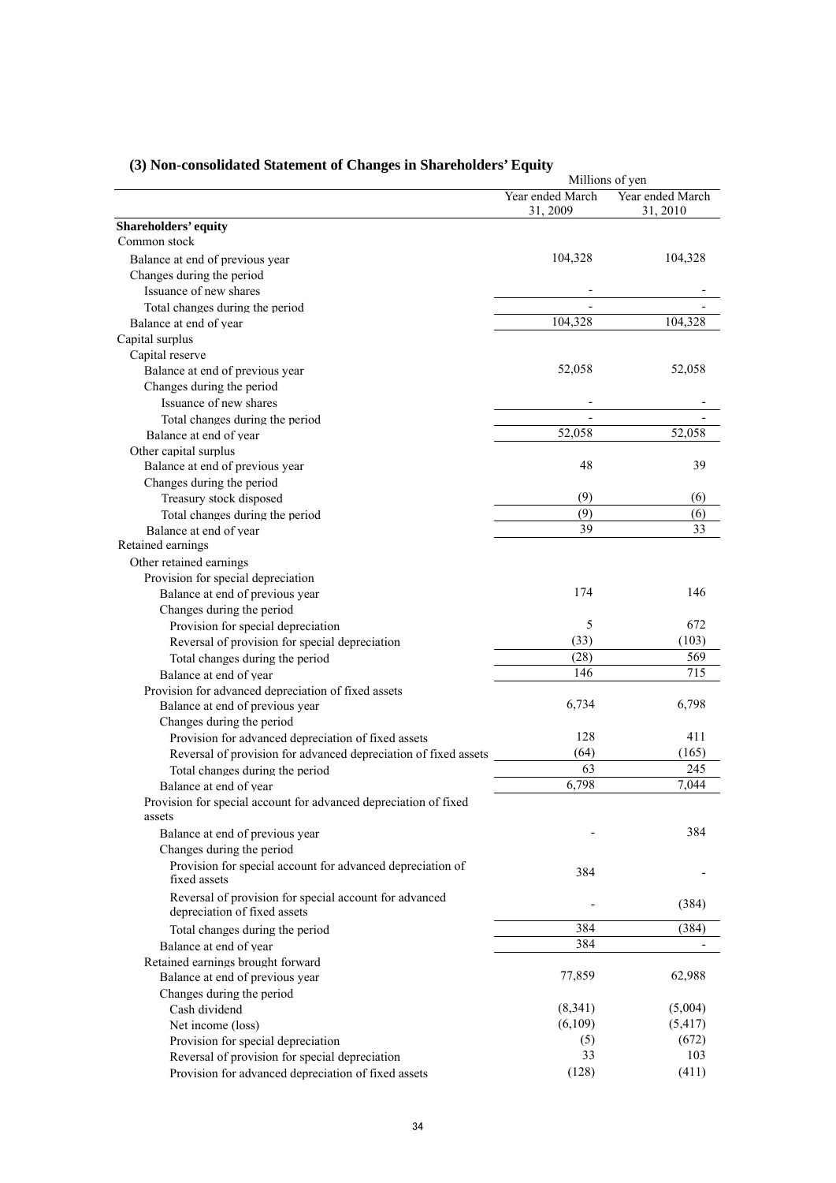## (3) Non-consolidated Statement of Changes in Shareholders' Equity

| | Millions of yen | |
|---|---|---|
| | Year ended March 31, 2009 | Year ended March 31, 2010 |
| **Shareholders' equity** | | |
| Common stock | | |
| Balance at end of previous year | 104,328 | 104,328 |
| Changes during the period | | |
| Issuance of new shares | - | - |
| Total changes during the period | - | - |
| Balance at end of year | 104,328 | 104,328 |
| Capital surplus | | |
| Capital reserve | | |
| Balance at end of previous year | 52,058 | 52,058 |
| Changes during the period | | |
| Issuance of new shares | - | - |
| Total changes during the period | - | - |
| Balance at end of year | 52,058 | 52,058 |
| Other capital surplus | | |
| Balance at end of previous year | 48 | 39 |
| Changes during the period | | |
| Treasury stock disposed | (9) | (6) |
| Total changes during the period | (9) | (6) |
| Balance at end of year | 39 | 33 |
| Retained earnings | | |
| Other retained earnings | | |
| Provision for special depreciation | | |
| Balance at end of previous year | 174 | 146 |
| Changes during the period | | |
| Provision for special depreciation | 5 | 672 |
| Reversal of provision for special depreciation | (33) | (103) |
| Total changes during the period | (28) | 569 |
| Balance at end of year | 146 | 715 |
| Provision for advanced depreciation of fixed assets | | |
| Balance at end of previous year | 6,734 | 6,798 |
| Changes during the period | | |
| Provision for advanced depreciation of fixed assets | 128 | 411 |
| Reversal of provision for advanced depreciation of fixed assets | (64) | (165) |
| Total changes during the period | 63 | 245 |
| Balance at end of year | 6,798 | 7,044 |
| Provision for special account for advanced depreciation of fixed assets | | |
| Balance at end of previous year | - | 384 |
| Changes during the period | | |
| Provision for special account for advanced depreciation of fixed assets | 384 | - |
| Reversal of provision for special account for advanced depreciation of fixed assets | - | (384) |
| Total changes during the period | 384 | (384) |
| Balance at end of year | 384 | - |
| Retained earnings brought forward | | |
| Balance at end of previous year | 77,859 | 62,988 |
| Changes during the period | | |
| Cash dividend | (8,341) | (5,004) |
| Net income (loss) | (6,109) | (5,417) |
| Provision for special depreciation | (5) | (672) |
| Reversal of provision for special depreciation | 33 | 103 |
| Provision for advanced depreciation of fixed assets | (128) | (411) |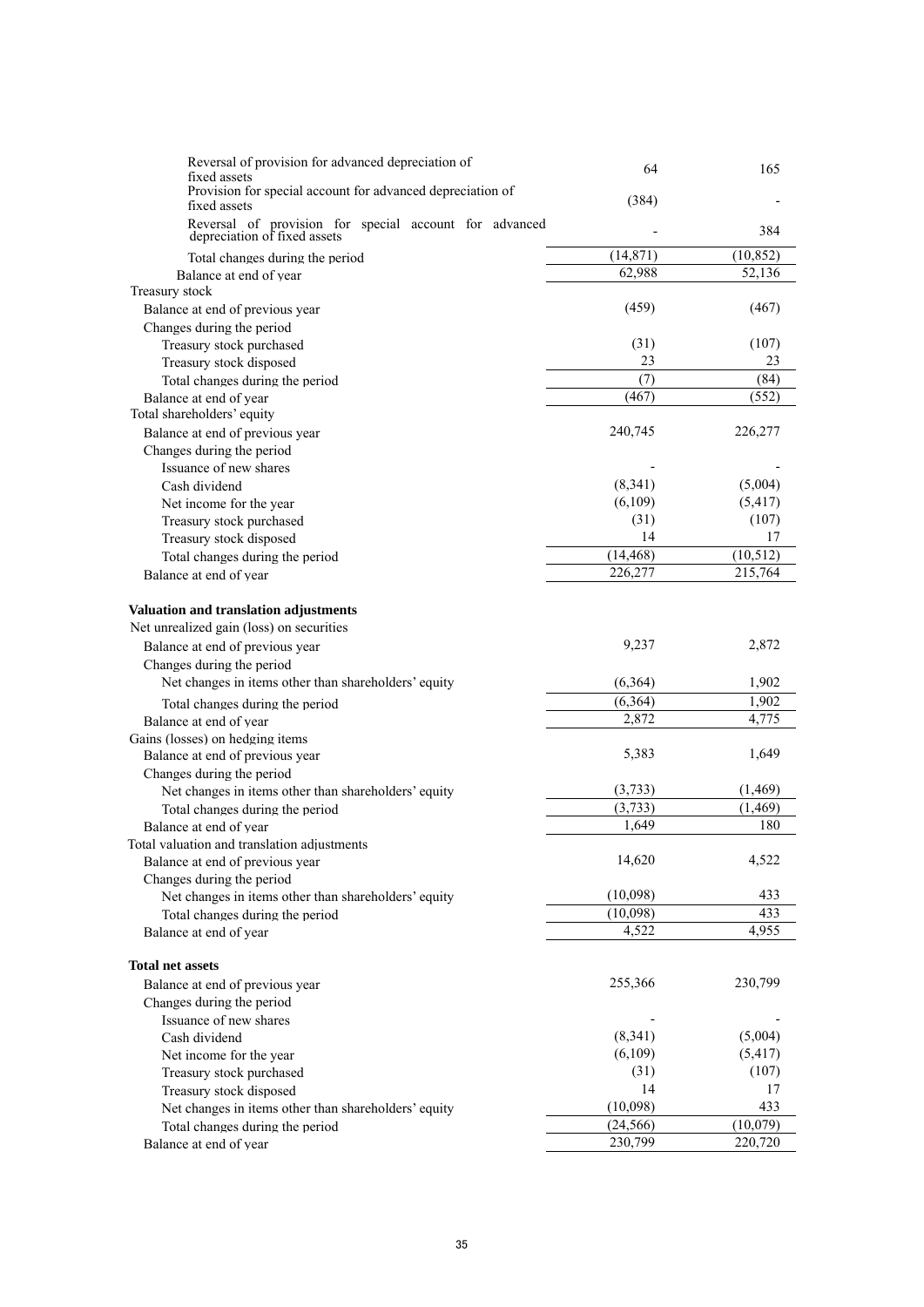| | | |
|---|---|---|
| Reversal of provision for advanced depreciation of fixed assets | 64 | 165 |
| Provision for special account for advanced depreciation of fixed assets | (384) | - |
| Reversal of provision for special account for advanced depreciation of fixed assets | - | 384 |
| Total changes during the period | (14,871) | (10,852) |
| Balance at end of year | 62,988 | 52,136 |
| Treasury stock | | |
| Balance at end of previous year | (459) | (467) |
| Changes during the period | | |
| Treasury stock purchased | (31) | (107) |
| Treasury stock disposed | 23 | 23 |
| Total changes during the period | (7) | (84) |
| Balance at end of year | (467) | (552) |
| Total shareholders' equity | | |
| Balance at end of previous year | 240,745 | 226,277 |
| Changes during the period | | |
| Issuance of new shares | - | - |
| Cash dividend | (8,341) | (5,004) |
| Net income for the year | (6,109) | (5,417) |
| Treasury stock purchased | (31) | (107) |
| Treasury stock disposed | 14 | 17 |
| Total changes during the period | (14,468) | (10,512) |
| Balance at end of year | 226,277 | 215,764 |
| **Valuation and translation adjustments** | | |
| Net unrealized gain (loss) on securities | | |
| Balance at end of previous year | 9,237 | 2,872 |
| Changes during the period | | |
| Net changes in items other than shareholders' equity | (6,364) | 1,902 |
| Total changes during the period | (6,364) | 1,902 |
| Balance at end of year | 2,872 | 4,775 |
| Gains (losses) on hedging items | | |
| Balance at end of previous year | 5,383 | 1,649 |
| Changes during the period | | |
| Net changes in items other than shareholders' equity | (3,733) | (1,469) |
| Total changes during the period | (3,733) | (1,469) |
| Balance at end of year | 1,649 | 180 |
| Total valuation and translation adjustments | | |
| Balance at end of previous year | 14,620 | 4,522 |
| Changes during the period | | |
| Net changes in items other than shareholders' equity | (10,098) | 433 |
| Total changes during the period | (10,098) | 433 |
| Balance at end of year | 4,522 | 4,955 |
| **Total net assets** | | |
| Balance at end of previous year | 255,366 | 230,799 |
| Changes during the period | | |
| Issuance of new shares | - | - |
| Cash dividend | (8,341) | (5,004) |
| Net income for the year | (6,109) | (5,417) |
| Treasury stock purchased | (31) | (107) |
| Treasury stock disposed | 14 | 17 |
| Net changes in items other than shareholders' equity | (10,098) | 433 |
| Total changes during the period | (24,566) | (10,079) |
| Balance at end of year | 230,799 | 220,720 |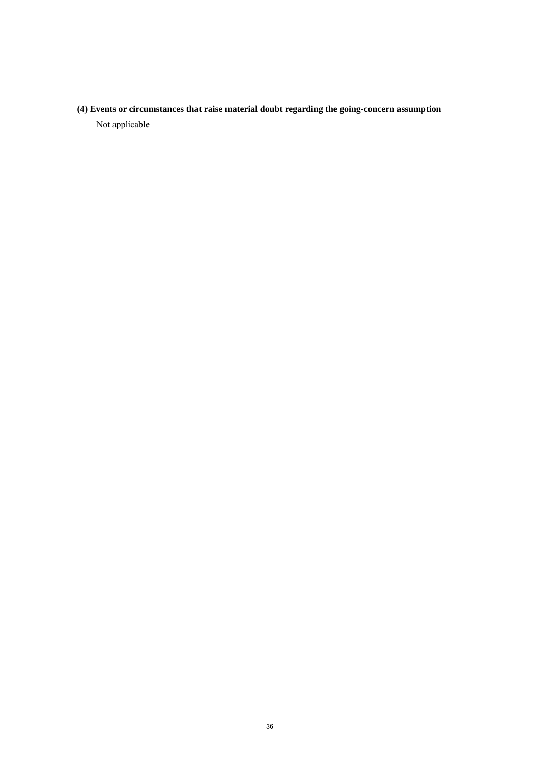**(4) Events or circumstances that raise material doubt regarding the going-concern assumption**

Not applicable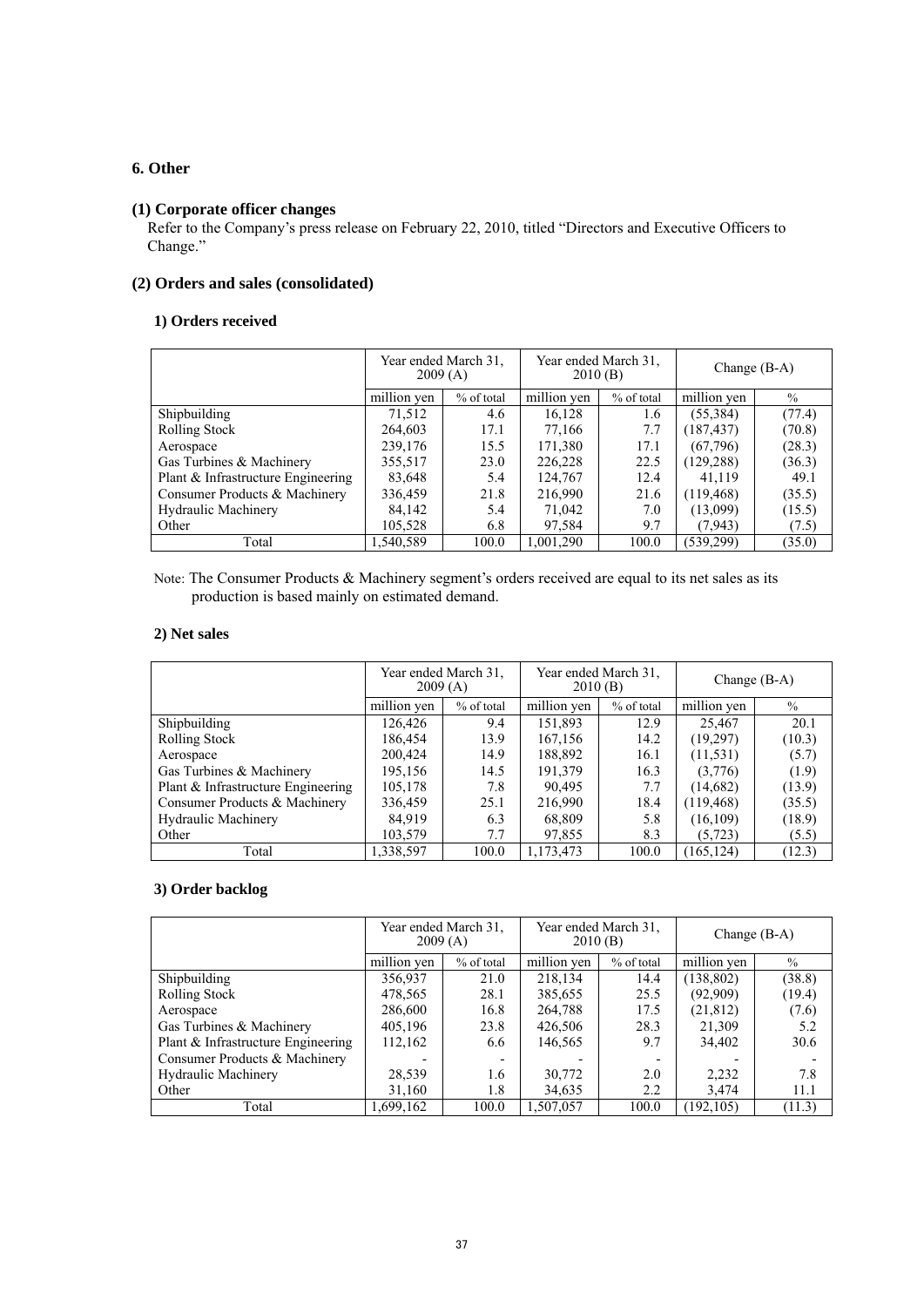## 6. Other

### (1) Corporate officer changes

Refer to the Company's press release on February 22, 2010, titled "Directors and Executive Officers to Change."

### (2) Orders and sales (consolidated)

#### 1) Orders received

| | Year ended March 31, 2009 (A) | | Year ended March 31, 2010 (B) | | Change (B-A) | |
|---|---|---|---|---|---|---|
| | million yen | % of total | million yen | % of total | million yen | % |
| Shipbuilding | 71,512 | 4.6 | 16,128 | 1.6 | (55,384) | (77.4) |
| Rolling Stock | 264,603 | 17.1 | 77,166 | 7.7 | (187,437) | (70.8) |
| Aerospace | 239,176 | 15.5 | 171,380 | 17.1 | (67,796) | (28.3) |
| Gas Turbines & Machinery | 355,517 | 23.0 | 226,228 | 22.5 | (129,288) | (36.3) |
| Plant & Infrastructure Engineering | 83,648 | 5.4 | 124,767 | 12.4 | 41,119 | 49.1 |
| Consumer Products & Machinery | 336,459 | 21.8 | 216,990 | 21.6 | (119,468) | (35.5) |
| Hydraulic Machinery | 84,142 | 5.4 | 71,042 | 7.0 | (13,099) | (15.5) |
| Other | 105,528 | 6.8 | 97,584 | 9.7 | (7,943) | (7.5) |
| Total | 1,540,589 | 100.0 | 1,001,290 | 100.0 | (539,299) | (35.0) |

Note: The Consumer Products & Machinery segment's orders received are equal to its net sales as its production is based mainly on estimated demand.

#### 2) Net sales

| | Year ended March 31, 2009 (A) | | Year ended March 31, 2010 (B) | | Change (B-A) | |
|---|---|---|---|---|---|---|
| | million yen | % of total | million yen | % of total | million yen | % |
| Shipbuilding | 126,426 | 9.4 | 151,893 | 12.9 | 25,467 | 20.1 |
| Rolling Stock | 186,454 | 13.9 | 167,156 | 14.2 | (19,297) | (10.3) |
| Aerospace | 200,424 | 14.9 | 188,892 | 16.1 | (11,531) | (5.7) |
| Gas Turbines & Machinery | 195,156 | 14.5 | 191,379 | 16.3 | (3,776) | (1.9) |
| Plant & Infrastructure Engineering | 105,178 | 7.8 | 90,495 | 7.7 | (14,682) | (13.9) |
| Consumer Products & Machinery | 336,459 | 25.1 | 216,990 | 18.4 | (119,468) | (35.5) |
| Hydraulic Machinery | 84,919 | 6.3 | 68,809 | 5.8 | (16,109) | (18.9) |
| Other | 103,579 | 7.7 | 97,855 | 8.3 | (5,723) | (5.5) |
| Total | 1,338,597 | 100.0 | 1,173,473 | 100.0 | (165,124) | (12.3) |

#### 3) Order backlog

| | Year ended March 31, 2009 (A) | | Year ended March 31, 2010 (B) | | Change (B-A) | |
|---|---|---|---|---|---|---|
| | million yen | % of total | million yen | % of total | million yen | % |
| Shipbuilding | 356,937 | 21.0 | 218,134 | 14.4 | (138,802) | (38.8) |
| Rolling Stock | 478,565 | 28.1 | 385,655 | 25.5 | (92,909) | (19.4) |
| Aerospace | 286,600 | 16.8 | 264,788 | 17.5 | (21,812) | (7.6) |
| Gas Turbines & Machinery | 405,196 | 23.8 | 426,506 | 28.3 | 21,309 | 5.2 |
| Plant & Infrastructure Engineering | 112,162 | 6.6 | 146,565 | 9.7 | 34,402 | 30.6 |
| Consumer Products & Machinery | - | - | - | - | - | - |
| Hydraulic Machinery | 28,539 | 1.6 | 30,772 | 2.0 | 2,232 | 7.8 |
| Other | 31,160 | 1.8 | 34,635 | 2.2 | 3,474 | 11.1 |
| Total | 1,699,162 | 100.0 | 1,507,057 | 100.0 | (192,105) | (11.3) |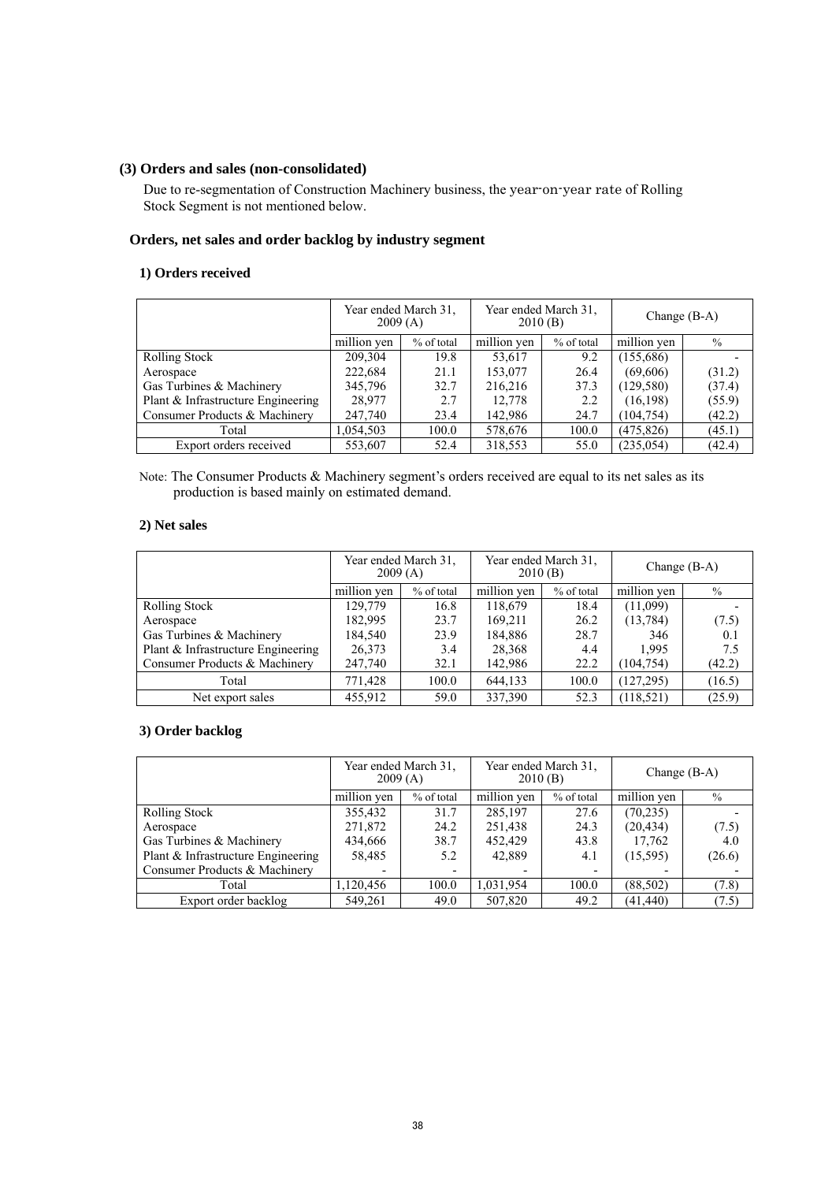### (3) Orders and sales (non-consolidated)

Due to re-segmentation of Construction Machinery business, the year-on-year rate of Rolling Stock Segment is not mentioned below.

### Orders, net sales and order backlog by industry segment

#### 1) Orders received

| | Year ended March 31, 2009 (A) | | Year ended March 31, 2010 (B) | | Change (B-A) | |
|---|---|---|---|---|---|---|
| | million yen | % of total | million yen | % of total | million yen | % |
| Rolling Stock | 209,304 | 19.8 | 53,617 | 9.2 | (155,686) | - |
| Aerospace | 222,684 | 21.1 | 153,077 | 26.4 | (69,606) | (31.2) |
| Gas Turbines & Machinery | 345,796 | 32.7 | 216,216 | 37.3 | (129,580) | (37.4) |
| Plant & Infrastructure Engineering | 28,977 | 2.7 | 12,778 | 2.2 | (16,198) | (55.9) |
| Consumer Products & Machinery | 247,740 | 23.4 | 142,986 | 24.7 | (104,754) | (42.2) |
| Total | 1,054,503 | 100.0 | 578,676 | 100.0 | (475,826) | (45.1) |
| Export orders received | 553,607 | 52.4 | 318,553 | 55.0 | (235,054) | (42.4) |

Note: The Consumer Products & Machinery segment's orders received are equal to its net sales as its production is based mainly on estimated demand.

#### 2) Net sales

| | Year ended March 31, 2009 (A) | | Year ended March 31, 2010 (B) | | Change (B-A) | |
|---|---|---|---|---|---|---|
| | million yen | % of total | million yen | % of total | million yen | % |
| Rolling Stock | 129,779 | 16.8 | 118,679 | 18.4 | (11,099) | - |
| Aerospace | 182,995 | 23.7 | 169,211 | 26.2 | (13,784) | (7.5) |
| Gas Turbines & Machinery | 184,540 | 23.9 | 184,886 | 28.7 | 346 | 0.1 |
| Plant & Infrastructure Engineering | 26,373 | 3.4 | 28,368 | 4.4 | 1,995 | 7.5 |
| Consumer Products & Machinery | 247,740 | 32.1 | 142,986 | 22.2 | (104,754) | (42.2) |
| Total | 771,428 | 100.0 | 644,133 | 100.0 | (127,295) | (16.5) |
| Net export sales | 455,912 | 59.0 | 337,390 | 52.3 | (118,521) | (25.9) |

#### 3) Order backlog

| | Year ended March 31, 2009 (A) | | Year ended March 31, 2010 (B) | | Change (B-A) | |
|---|---|---|---|---|---|---|
| | million yen | % of total | million yen | % of total | million yen | % |
| Rolling Stock | 355,432 | 31.7 | 285,197 | 27.6 | (70,235) | - |
| Aerospace | 271,872 | 24.2 | 251,438 | 24.3 | (20,434) | (7.5) |
| Gas Turbines & Machinery | 434,666 | 38.7 | 452,429 | 43.8 | 17,762 | 4.0 |
| Plant & Infrastructure Engineering | 58,485 | 5.2 | 42,889 | 4.1 | (15,595) | (26.6) |
| Consumer Products & Machinery | - | - | - | - | - | - |
| Total | 1,120,456 | 100.0 | 1,031,954 | 100.0 | (88,502) | (7.8) |
| Export order backlog | 549,261 | 49.0 | 507,820 | 49.2 | (41,440) | (7.5) |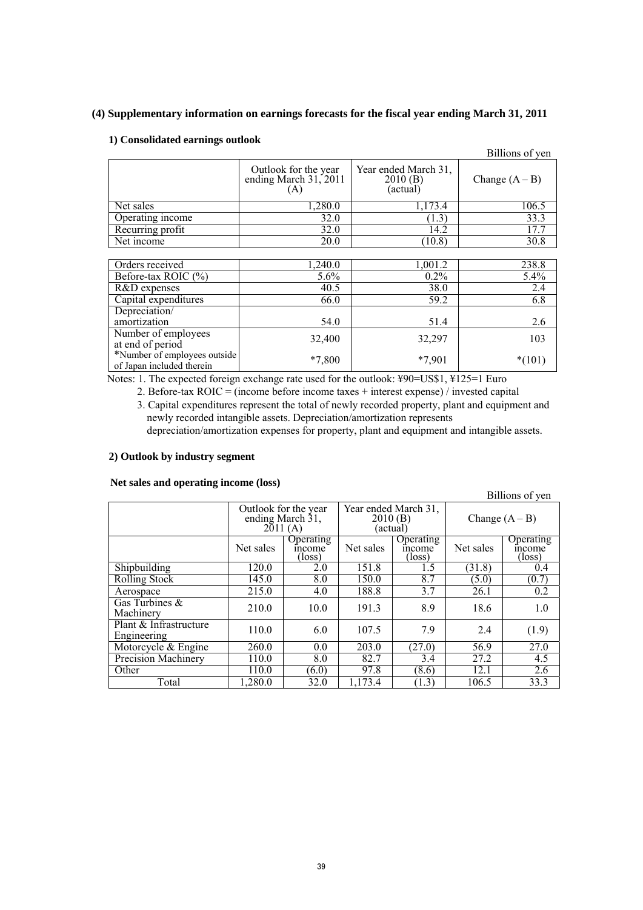### (4) Supplementary information on earnings forecasts for the fiscal year ending March 31, 2011

#### 1) Consolidated earnings outlook

Billions of yen

| | Outlook for the year ending March 31, 2011 (A) | Year ended March 31, 2010 (B) (actual) | Change (A – B) |
|---|---|---|---|
| Net sales | 1,280.0 | 1,173.4 | 106.5 |
| Operating income | 32.0 | (1.3) | 33.3 |
| Recurring profit | 32.0 | 14.2 | 17.7 |
| Net income | 20.0 | (10.8) | 30.8 |

| | | | |
|---|---|---|---|
| Orders received | 1,240.0 | 1,001.2 | 238.8 |
| Before-tax ROIC (%) | 5.6% | 0.2% | 5.4% |
| R&D expenses | 40.5 | 38.0 | 2.4 |
| Capital expenditures | 66.0 | 59.2 | 6.8 |
| Depreciation/ amortization | 54.0 | 51.4 | 2.6 |
| Number of employees at end of period | 32,400 | 32,297 | 103 |
| *Number of employees outside of Japan included therein | *7,800 | *7,901 | *(101) |

Notes: 1. The expected foreign exchange rate used for the outlook: ¥90=US$1, ¥125=1 Euro

2. Before-tax ROIC = (income before income taxes + interest expense) / invested capital

3. Capital expenditures represent the total of newly recorded property, plant and equipment and newly recorded intangible assets. Depreciation/amortization represents depreciation/amortization expenses for property, plant and equipment and intangible assets.

#### 2) Outlook by industry segment

**Net sales and operating income (loss)**

Billions of yen

| | Outlook for the year ending March 31, 2011 (A) | | Year ended March 31, 2010 (B) (actual) | | Change (A – B) | |
|---|---|---|---|---|---|---|
| | Net sales | Operating income (loss) | Net sales | Operating income (loss) | Net sales | Operating income (loss) |
| Shipbuilding | 120.0 | 2.0 | 151.8 | 1.5 | (31.8) | 0.4 |
| Rolling Stock | 145.0 | 8.0 | 150.0 | 8.7 | (5.0) | (0.7) |
| Aerospace | 215.0 | 4.0 | 188.8 | 3.7 | 26.1 | 0.2 |
| Gas Turbines & Machinery | 210.0 | 10.0 | 191.3 | 8.9 | 18.6 | 1.0 |
| Plant & Infrastructure Engineering | 110.0 | 6.0 | 107.5 | 7.9 | 2.4 | (1.9) |
| Motorcycle & Engine | 260.0 | 0.0 | 203.0 | (27.0) | 56.9 | 27.0 |
| Precision Machinery | 110.0 | 8.0 | 82.7 | 3.4 | 27.2 | 4.5 |
| Other | 110.0 | (6.0) | 97.8 | (8.6) | 12.1 | 2.6 |
| Total | 1,280.0 | 32.0 | 1,173.4 | (1.3) | 106.5 | 33.3 |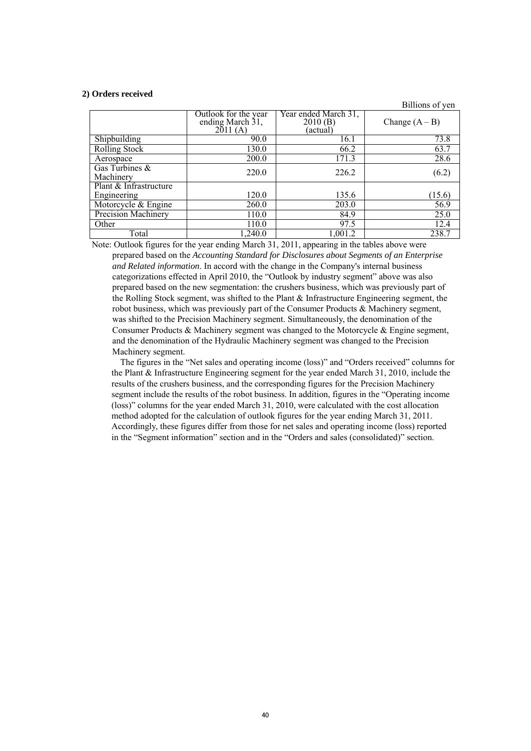**2) Orders received**

Billions of yen

| | Outlook for the year ending March 31, 2011 (A) | Year ended March 31, 2010 (B) (actual) | Change (A – B) |
|---|---|---|---|
| Shipbuilding | 90.0 | 16.1 | 73.8 |
| Rolling Stock | 130.0 | 66.2 | 63.7 |
| Aerospace | 200.0 | 171.3 | 28.6 |
| Gas Turbines & Machinery | 220.0 | 226.2 | (6.2) |
| Plant & Infrastructure Engineering | 120.0 | 135.6 | (15.6) |
| Motorcycle & Engine | 260.0 | 203.0 | 56.9 |
| Precision Machinery | 110.0 | 84.9 | 25.0 |
| Other | 110.0 | 97.5 | 12.4 |
| Total | 1,240.0 | 1,001.2 | 238.7 |

Note: Outlook figures for the year ending March 31, 2011, appearing in the tables above were prepared based on the *Accounting Standard for Disclosures about Segments of an Enterprise and Related information*. In accord with the change in the Company's internal business categorizations effected in April 2010, the "Outlook by industry segment" above was also prepared based on the new segmentation: the crushers business, which was previously part of the Rolling Stock segment, was shifted to the Plant & Infrastructure Engineering segment, the robot business, which was previously part of the Consumer Products & Machinery segment, was shifted to the Precision Machinery segment. Simultaneously, the denomination of the Consumer Products & Machinery segment was changed to the Motorcycle & Engine segment, and the denomination of the Hydraulic Machinery segment was changed to the Precision Machinery segment.

The figures in the "Net sales and operating income (loss)" and "Orders received" columns for the Plant & Infrastructure Engineering segment for the year ended March 31, 2010, include the results of the crushers business, and the corresponding figures for the Precision Machinery segment include the results of the robot business. In addition, figures in the "Operating income (loss)" columns for the year ended March 31, 2010, were calculated with the cost allocation method adopted for the calculation of outlook figures for the year ending March 31, 2011. Accordingly, these figures differ from those for net sales and operating income (loss) reported in the "Segment information" section and in the "Orders and sales (consolidated)" section.